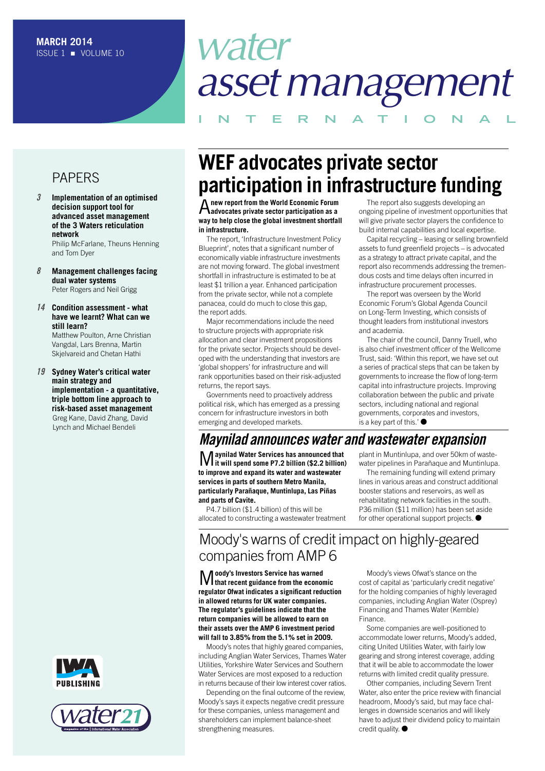MARCH 2014
ISSUE 1 ■ VOLUME 10

# water asset management INTERNATIONAL

## PAPERS

**3 Implementation of an optimised decision support tool for advanced asset management of the 3 Waters reticulation network**
Philip McFarlane, Theuns Henning and Tom Dyer

**8 Management challenges facing dual water systems**
Peter Rogers and Neil Grigg

**14 Condition assessment - what have we learnt? What can we still learn?**
Matthew Poulton, Arne Christian Vangdal, Lars Brenna, Martin Skjelvareid and Chetan Hathi

**19 Sydney Water's critical water main strategy and implementation - a quantitative, triple bottom line approach to risk-based asset management**
Greg Kane, David Zhang, David Lynch and Michael Bendeli

## WEF advocates private sector participation in infrastructure funding

**A new report from the World Economic Forum advocates private sector participation as a way to help close the global investment shortfall in infrastructure.**

The report, 'Infrastructure Investment Policy Blueprint', notes that a significant number of economically viable infrastructure investments are not moving forward. The global investment shortfall in infrastructure is estimated to be at least $1 trillion a year. Enhanced participation from the private sector, while not a complete panacea, could do much to close this gap, the report adds.

Major recommendations include the need to structure projects with appropriate risk allocation and clear investment propositions for the private sector. Projects should be developed with the understanding that investors are 'global shoppers' for infrastructure and will rank opportunities based on their risk-adjusted returns, the report says.

Governments need to proactively address political risk, which has emerged as a pressing concern for infrastructure investors in both emerging and developed markets.

The report also suggests developing an ongoing pipeline of investment opportunities that will give private sector players the confidence to build internal capabilities and local expertise.

Capital recycling – leasing or selling brownfield assets to fund greenfield projects – is advocated as a strategy to attract private capital, and the report also recommends addressing the tremendous costs and time delays often incurred in infrastructure procurement processes.

The report was overseen by the World Economic Forum's Global Agenda Council on Long-Term Investing, which consists of thought leaders from institutional investors and academia.

The chair of the council, Danny Truell, who is also chief investment officer of the Wellcome Trust, said: 'Within this report, we have set out a series of practical steps that can be taken by governments to increase the flow of long-term capital into infrastructure projects. Improving collaboration between the public and private sectors, including national and regional governments, corporates and investors, is a key part of this.' ●

## *Maynilad announces water and wastewater expansion*

**Maynilad Water Services has announced that it will spend some P7.2 billion ($2.2 billion) to improve and expand its water and wastewater services in parts of southern Metro Manila, particularly Parañaque, Muntinlupa, Las Piñas and parts of Cavite.**

P4.7 billion ($1.4 billion) of this will be allocated to constructing a wastewater treatment plant in Muntinlupa, and over 50km of wastewater pipelines in Parañaque and Muntinlupa.

The remaining funding will extend primary lines in various areas and construct additional booster stations and reservoirs, as well as rehabilitating network facilities in the south. P36 million ($11 million) has been set aside for other operational support projects. ●

## Moody's warns of credit impact on highly-geared companies from AMP 6

**Moody's Investors Service has warned that recent guidance from the economic regulator Ofwat indicates a significant reduction in allowed returns for UK water companies. The regulator's guidelines indicate that the return companies will be allowed to earn on their assets over the AMP 6 investment period will fall to 3.85% from the 5.1% set in 2009.**

Moody's notes that highly geared companies, including Anglian Water Services, Thames Water Utilities, Yorkshire Water Services and Southern Water Services are most exposed to a reduction in returns because of their low interest cover ratios.

Depending on the final outcome of the review, Moody's says it expects negative credit pressure for these companies, unless management and shareholders can implement balance-sheet strengthening measures.

Moody's views Ofwat's stance on the cost of capital as 'particularly credit negative' for the holding companies of highly leveraged companies, including Anglian Water (Osprey) Financing and Thames Water (Kemble) Finance.

Some companies are well-positioned to accommodate lower returns, Moody's added, citing United Utilities Water, with fairly low gearing and strong interest coverage, adding that it will be able to accommodate the lower returns with limited credit quality pressure.

Other companies, including Severn Trent Water, also enter the price review with financial headroom, Moody's said, but may face challenges in downside scenarios and will likely have to adjust their dividend policy to maintain credit quality. ●

IWA PUBLISHING

water21 magazine of the International Water Association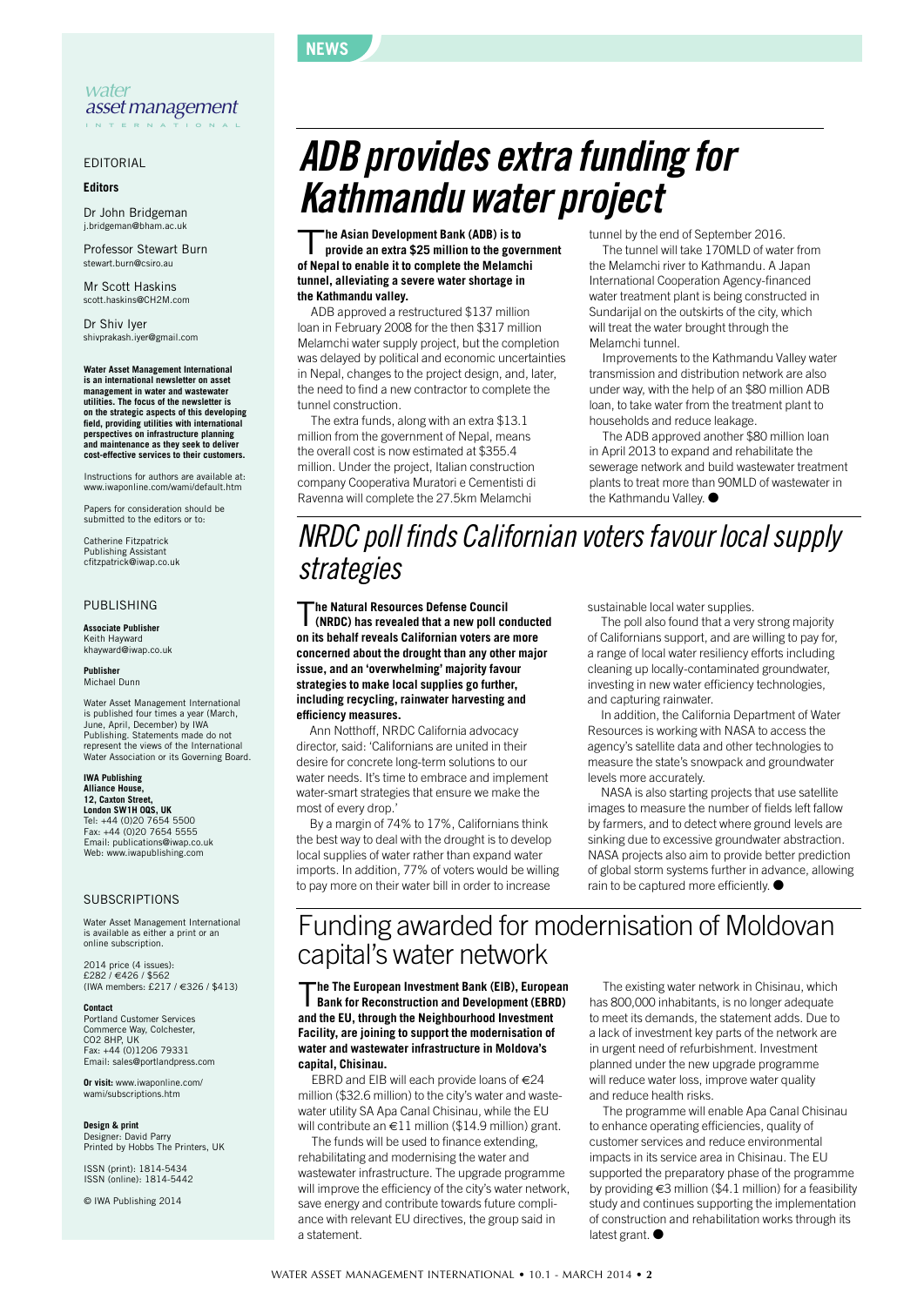NEWS

# ADB provides extra funding for Kathmandu water project

**The Asian Development Bank (ADB) is to provide an extra $25 million to the government of Nepal to enable it to complete the Melamchi tunnel, alleviating a severe water shortage in the Kathmandu valley.**

ADB approved a restructured $137 million loan in February 2008 for the then $317 million Melamchi water supply project, but the completion was delayed by political and economic uncertainties in Nepal, changes to the project design, and, later, the need to find a new contractor to complete the tunnel construction.

The extra funds, along with an extra $13.1 million from the government of Nepal, means the overall cost is now estimated at $355.4 million. Under the project, Italian construction company Cooperativa Muratori e Cementisti di Ravenna will complete the 27.5km Melamchi tunnel by the end of September 2016.

The tunnel will take 170MLD of water from the Melamchi river to Kathmandu. A Japan International Cooperation Agency-financed water treatment plant is being constructed in Sundarijal on the outskirts of the city, which will treat the water brought through the Melamchi tunnel.

Improvements to the Kathmandu Valley water transmission and distribution network are also under way, with the help of an $80 million ADB loan, to take water from the treatment plant to households and reduce leakage.

The ADB approved another $80 million loan in April 2013 to expand and rehabilitate the sewerage network and build wastewater treatment plants to treat more than 90MLD of wastewater in the Kathmandu Valley. ●

# NRDC poll finds Californian voters favour local supply strategies

**The Natural Resources Defense Council (NRDC) has revealed that a new poll conducted on its behalf reveals Californian voters are more concerned about the drought than any other major issue, and an 'overwhelming' majority favour strategies to make local supplies go further, including recycling, rainwater harvesting and efficiency measures.**

Ann Notthoff, NRDC California advocacy director, said: 'Californians are united in their desire for concrete long-term solutions to our water needs. It's time to embrace and implement water-smart strategies that ensure we make the most of every drop.'

By a margin of 74% to 17%, Californians think the best way to deal with the drought is to develop local supplies of water rather than expand water imports. In addition, 77% of voters would be willing to pay more on their water bill in order to increase sustainable local water supplies.

The poll also found that a very strong majority of Californians support, and are willing to pay for, a range of local water resiliency efforts including cleaning up locally-contaminated groundwater, investing in new water efficiency technologies, and capturing rainwater.

In addition, the California Department of Water Resources is working with NASA to access the agency's satellite data and other technologies to measure the state's snowpack and groundwater levels more accurately.

NASA is also starting projects that use satellite images to measure the number of fields left fallow by farmers, and to detect where ground levels are sinking due to excessive groundwater abstraction. NASA projects also aim to provide better prediction of global storm systems further in advance, allowing rain to be captured more efficiently. ●

# Funding awarded for modernisation of Moldovan capital's water network

**The The European Investment Bank (EIB), European Bank for Reconstruction and Development (EBRD) and the EU, through the Neighbourhood Investment Facility, are joining to support the modernisation of water and wastewater infrastructure in Moldova's capital, Chisinau.**

EBRD and EIB will each provide loans of €24 million ($32.6 million) to the city's water and wastewater utility SA Apa Canal Chisinau, while the EU will contribute an €11 million ($14.9 million) grant.

The funds will be used to finance extending, rehabilitating and modernising the water and wastewater infrastructure. The upgrade programme will improve the efficiency of the city's water network, save energy and contribute towards future compliance with relevant EU directives, the group said in a statement.

The existing water network in Chisinau, which has 800,000 inhabitants, is no longer adequate to meet its demands, the statement adds. Due to a lack of investment key parts of the network are in urgent need of refurbishment. Investment planned under the new upgrade programme will reduce water loss, improve water quality and reduce health risks.

The programme will enable Apa Canal Chisinau to enhance operating efficiencies, quality of customer services and reduce environmental impacts in its service area in Chisinau. The EU supported the preparatory phase of the programme by providing €3 million ($4.1 million) for a feasibility study and continues supporting the implementation of construction and rehabilitation works through its latest grant. ●

---

*water asset management* INTERNATIONAL

## EDITORIAL

**Editors**

Dr John Bridgeman
j.bridgeman@bham.ac.uk

Professor Stewart Burn
stewart.burn@csiro.au

Mr Scott Haskins
scott.haskins@CH2M.com

Dr Shiv Iyer
shivprakash.iyer@gmail.com

**Water Asset Management International is an international newsletter on asset management in water and wastewater utilities. The focus of the newsletter is on the strategic aspects of this developing field, providing utilities with international perspectives on infrastructure planning and maintenance as they seek to deliver cost-effective services to their customers.**

Instructions for authors are available at: www.iwaponline.com/wami/default.htm

Papers for consideration should be submitted to the editors or to:

Catherine Fitzpatrick
Publishing Assistant
cfitzpatrick@iwap.co.uk

## PUBLISHING

**Associate Publisher**
Keith Hayward
khayward@iwap.co.uk

**Publisher**
Michael Dunn

Water Asset Management International is published four times a year (March, June, April, December) by IWA Publishing. Statements made do not represent the views of the International Water Association or its Governing Board.

**IWA Publishing**
**Alliance House,**
**12, Caxton Street,**
**London SW1H 0QS, UK**
Tel: +44 (0)20 7654 5500
Fax: +44 (0)20 7654 5555
Email: publications@iwap.co.uk
Web: www.iwapublishing.com

## SUBSCRIPTIONS

Water Asset Management International is available as either a print or an online subscription.

2014 price (4 issues):
£282 / €426 / $562
(IWA members: £217 / €326 / $413)

**Contact**
Portland Customer Services
Commerce Way, Colchester, CO2 8HP, UK
Fax: +44 (0)1206 79331
Email: sales@portlandpress.com

**Or visit:** www.iwaponline.com/wami/subscriptions.htm

**Design & print**
Designer: David Parry
Printed by Hobbs The Printers, UK

ISSN (print): 1814-5434
ISSN (online): 1814-5442

© IWA Publishing 2014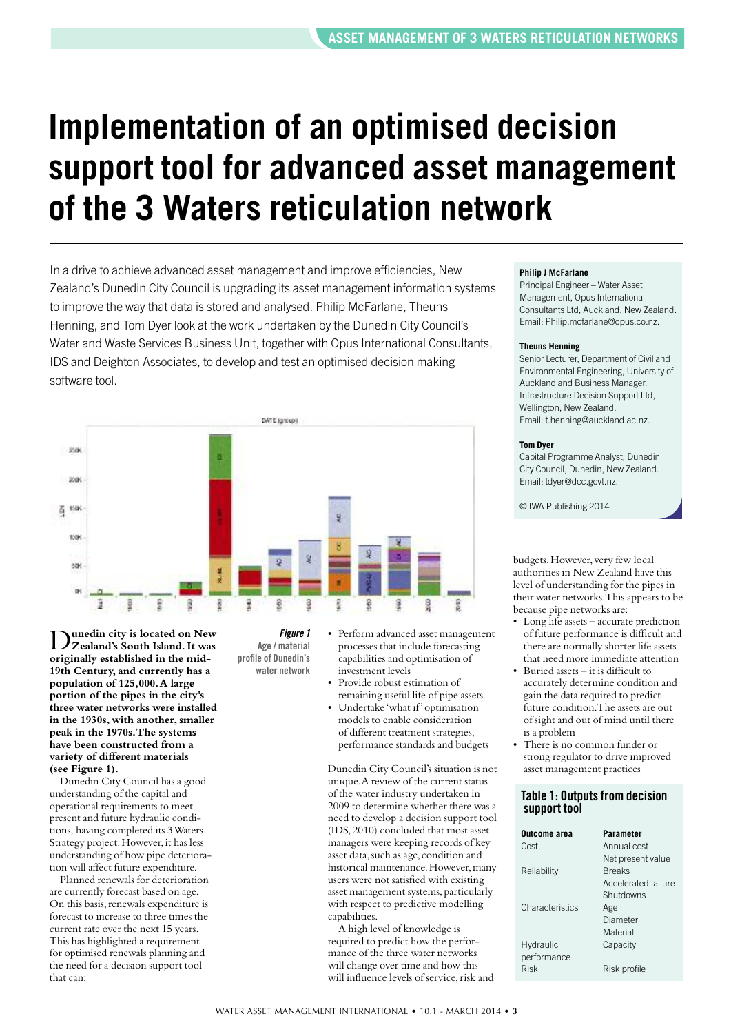# Implementation of an optimised decision support tool for advanced asset management of the 3 Waters reticulation network

In a drive to achieve advanced asset management and improve efficiencies, New Zealand's Dunedin City Council is upgrading its asset management information systems to improve the way that data is stored and analysed. Philip McFarlane, Theuns Henning, and Tom Dyer look at the work undertaken by the Dunedin City Council's Water and Waste Services Business Unit, together with Opus International Consultants, IDS and Deighton Associates, to develop and test an optimised decision making software tool.

**Philip J McFarlane**
Principal Engineer – Water Asset Management, Opus International Consultants Ltd, Auckland, New Zealand. Email: Philip.mcfarlane@opus.co.nz.

**Theuns Henning**
Senior Lecturer, Department of Civil and Environmental Engineering, University of Auckland and Business Manager, Infrastructure Decision Support Ltd, Wellington, New Zealand. Email: t.henning@auckland.ac.nz.

**Tom Dyer**
Capital Programme Analyst, Dunedin City Council, Dunedin, New Zealand. Email: tdyer@dcc.govt.nz.

© IWA Publishing 2014

***Figure 1*** **Age / material profile of Dunedin's water network**

**Dunedin city is located on New Zealand's South Island. It was originally established in the mid-19th Century, and currently has a population of 125,000. A large portion of the pipes in the city's three water networks were installed in the 1930s, with another, smaller peak in the 1970s. The systems have been constructed from a variety of different materials (see Figure 1).**

Dunedin City Council has a good understanding of the capital and operational requirements to meet present and future hydraulic conditions, having completed its 3 Waters Strategy project. However, it has less understanding of how pipe deterioration will affect future expenditure.

Planned renewals for deterioration are currently forecast based on age. On this basis, renewals expenditure is forecast to increase to three times the current rate over the next 15 years. This has highlighted a requirement for optimised renewals planning and the need for a decision support tool that can:

- Perform advanced asset management processes that include forecasting capabilities and optimisation of investment levels
- Provide robust estimation of remaining useful life of pipe assets
- Undertake 'what if' optimisation models to enable consideration of different treatment strategies, performance standards and budgets

Dunedin City Council's situation is not unique. A review of the current status of the water industry undertaken in 2009 to determine whether there was a need to develop a decision support tool (IDS, 2010) concluded that most asset managers were keeping records of key asset data, such as age, condition and historical maintenance. However, many users were not satisfied with existing asset management systems, particularly with respect to predictive modelling capabilities.

A high level of knowledge is required to predict how the performance of the three water networks will change over time and how this will influence levels of service, risk and budgets. However, very few local authorities in New Zealand have this level of understanding for the pipes in their water networks. This appears to be because pipe networks are:

- Long life assets – accurate prediction of future performance is difficult and there are normally shorter life assets that need more immediate attention
- Buried assets – it is difficult to accurately determine condition and gain the data required to predict future condition. The assets are out of sight and out of mind until there is a problem
- There is no common funder or strong regulator to drive improved asset management practices

**Table 1: Outputs from decision support tool**

| Outcome area | Parameter |
|---|---|
| Cost | Annual cost |
| | Net present value |
| Reliability | Breaks |
| | Accelerated failure |
| | Shutdowns |
| Characteristics | Age |
| | Diameter |
| | Material |
| Hydraulic performance | Capacity |
| Risk | Risk profile |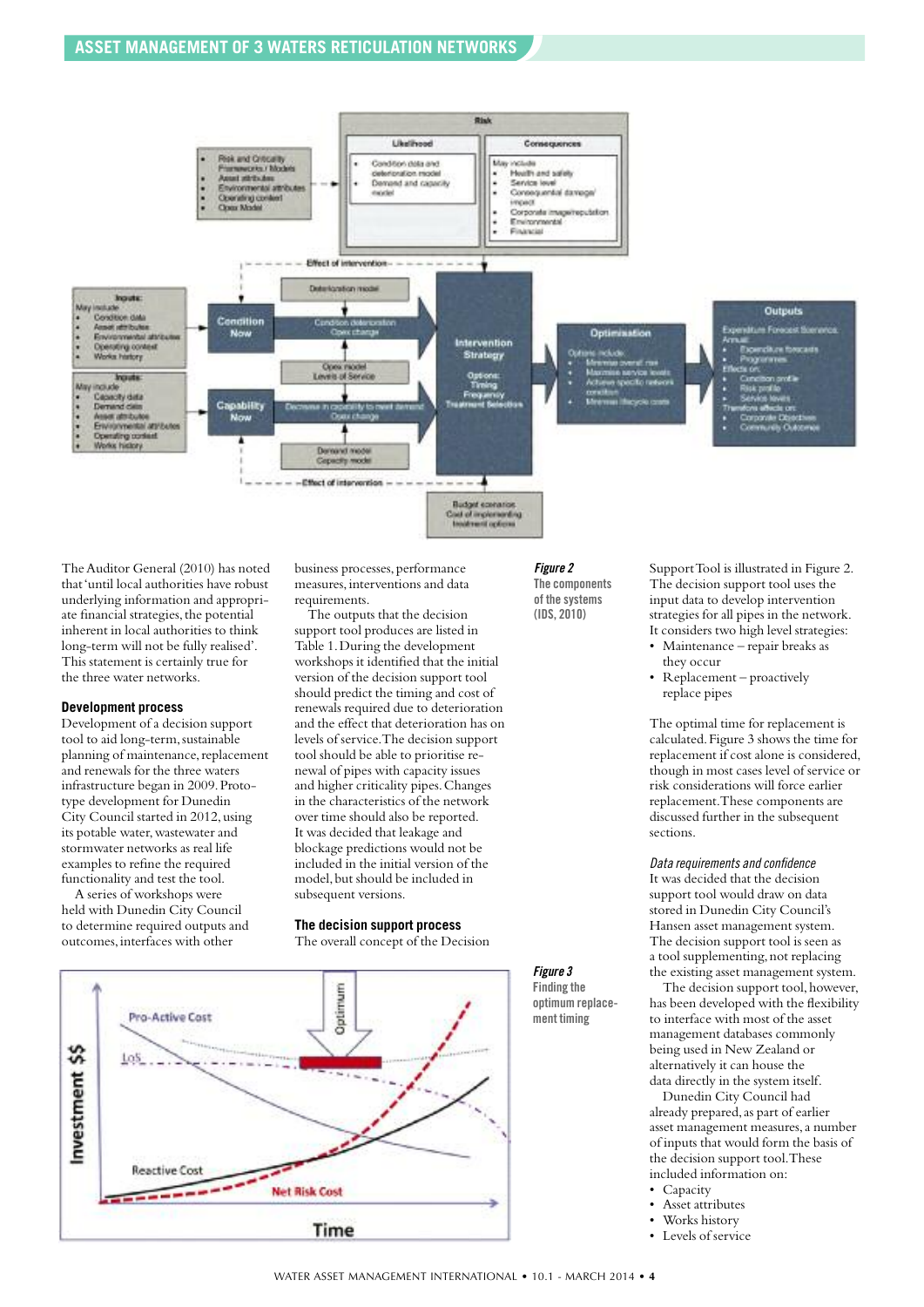Figure 2
The components of the systems (IDS, 2010)

Figure 3
Finding the optimum replacement timing

The Auditor General (2010) has noted that 'until local authorities have robust underlying information and appropriate financial strategies, the potential inherent in local authorities to think long-term will not be fully realised'. This statement is certainly true for the three water networks.

### Development process

Development of a decision support tool to aid long-term, sustainable planning of maintenance, replacement and renewals for the three waters infrastructure began in 2009. Prototype development for Dunedin City Council started in 2012, using its potable water, wastewater and stormwater networks as real life examples to refine the required functionality and test the tool.

A series of workshops were held with Dunedin City Council to determine required outputs and outcomes, interfaces with other business processes, performance measures, interventions and data requirements.

The outputs that the decision support tool produces are listed in Table 1. During the development workshops it identified that the initial version of the decision support tool should predict the timing and cost of renewals required due to deterioration and the effect that deterioration has on levels of service. The decision support tool should be able to prioritise renewal of pipes with capacity issues and higher criticality pipes. Changes in the characteristics of the network over time should also be reported. It was decided that leakage and blockage predictions would not be included in the initial version of the model, but should be included in subsequent versions.

### The decision support process

The overall concept of the Decision Support Tool is illustrated in Figure 2. The decision support tool uses the input data to develop intervention strategies for all pipes in the network. It considers two high level strategies:

- Maintenance – repair breaks as they occur
- Replacement – proactively replace pipes

The optimal time for replacement is calculated. Figure 3 shows the time for replacement if cost alone is considered, though in most cases level of service or risk considerations will force earlier replacement. These components are discussed further in the subsequent sections.

#### *Data requirements and confidence*

It was decided that the decision support tool would draw on data stored in Dunedin City Council's Hansen asset management system. The decision support tool is seen as a tool supplementing, not replacing the existing asset management system.

The decision support tool, however, has been developed with the flexibility to interface with most of the asset management databases commonly being used in New Zealand or alternatively it can house the data directly in the system itself.

Dunedin City Council had already prepared, as part of earlier asset management measures, a number of inputs that would form the basis of the decision support tool. These included information on:

- Capacity
- Asset attributes
- Works history
- Levels of service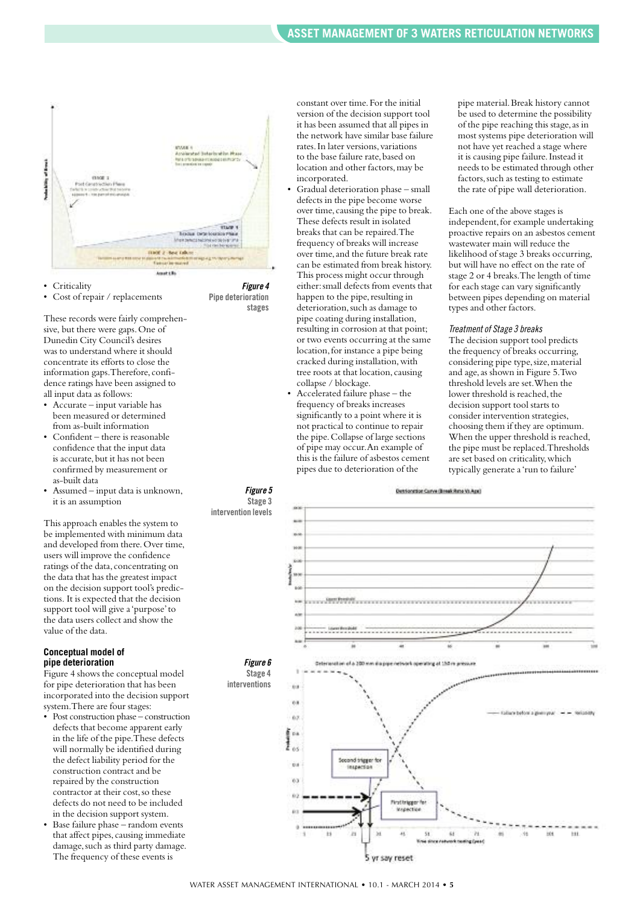- Criticality
- Cost of repair / replacements

These records were fairly comprehensive, but there were gaps. One of Dunedin City Council's desires was to understand where it should concentrate its efforts to close the information gaps. Therefore, confidence ratings have been assigned to all input data as follows:

- Accurate – input variable has been measured or determined from as-built information
- Confident – there is reasonable confidence that the input data is accurate, but it has not been confirmed by measurement or as-built data
- Assumed – input data is unknown, it is an assumption

This approach enables the system to be implemented with minimum data and developed from there. Over time, users will improve the confidence ratings of the data, concentrating on the data that has the greatest impact on the decision support tool's predictions. It is expected that the decision support tool will give a 'purpose' to the data users collect and show the value of the data.

**Figure 4** Pipe deterioration stages

**Figure 5** Stage 3 intervention levels

**Figure 6** Stage 4 interventions

### Conceptual model of pipe deterioration

Figure 4 shows the conceptual model for pipe deterioration that has been incorporated into the decision support system. There are four stages:

- Post construction phase – construction defects that become apparent early in the life of the pipe. These defects will normally be identified during the defect liability period for the construction contract and be repaired by the construction contractor at their cost, so these defects do not need to be included in the decision support system.
- Base failure phase – random events that affect pipes, causing immediate damage, such as third party damage. The frequency of these events is constant over time. For the initial version of the decision support tool it has been assumed that all pipes in the network have similar base failure rates. In later versions, variations to the base failure rate, based on location and other factors, may be incorporated.
- Gradual deterioration phase – small defects in the pipe become worse over time, causing the pipe to break. These defects result in isolated breaks that can be repaired. The frequency of breaks will increase over time, and the future break rate can be estimated from break history. This process might occur through either: small defects from events that happen to the pipe, resulting in deterioration, such as damage to pipe coating during installation, resulting in corrosion at that point; or two events occurring at the same location, for instance a pipe being cracked during installation, with tree roots at that location, causing collapse / blockage.
- Accelerated failure phase – the frequency of breaks increases significantly to a point where it is not practical to continue to repair the pipe. Collapse of large sections of pipe may occur. An example of this is the failure of asbestos cement pipes due to deterioration of the pipe material. Break history cannot be used to determine the possibility of the pipe reaching this stage, as in most systems pipe deterioration will not have yet reached a stage where it is causing pipe failure. Instead it needs to be estimated through other factors, such as testing to estimate the rate of pipe wall deterioration.

Each one of the above stages is independent, for example undertaking proactive repairs on an asbestos cement wastewater main will reduce the likelihood of stage 3 breaks occurring, but will have no effect on the rate of stage 2 or 4 breaks. The length of time for each stage can vary significantly between pipes depending on material types and other factors.

#### *Treatment of Stage 3 breaks*

The decision support tool predicts the frequency of breaks occurring, considering pipe type, size, material and age, as shown in Figure 5. Two threshold levels are set. When the lower threshold is reached, the decision support tool starts to consider intervention strategies, choosing them if they are optimum. When the upper threshold is reached, the pipe must be replaced. Thresholds are set based on criticality, which typically generate a 'run to failure'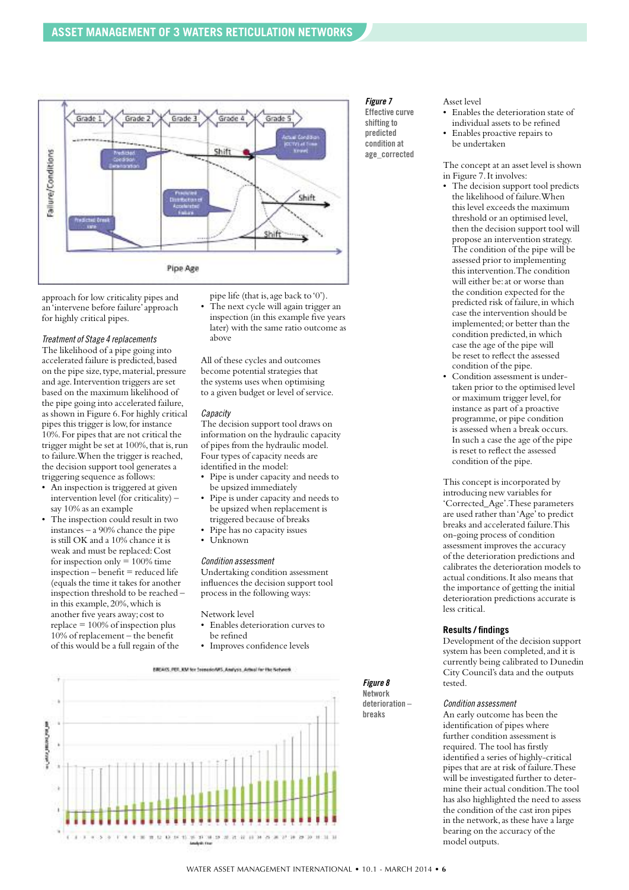approach for low criticality pipes and an 'intervene before failure' approach for highly critical pipes.

### *Treatment of Stage 4 replacements*

The likelihood of a pipe going into accelerated failure is predicted, based on the pipe size, type, material, pressure and age. Intervention triggers are set based on the maximum likelihood of the pipe going into accelerated failure, as shown in Figure 6. For highly critical pipes this trigger is low, for instance 10%. For pipes that are not critical the trigger might be set at 100%, that is, run to failure. When the trigger is reached, the decision support tool generates a triggering sequence as follows:

- An inspection is triggered at given intervention level (for criticality) – say 10% as an example
- The inspection could result in two instances – a 90% chance the pipe is still OK and a 10% chance it is weak and must be replaced: Cost for inspection only = 100% time inspection – benefit = reduced life (equals the time it takes for another inspection threshold to be reached – in this example, 20%, which is another five years away; cost to replace = 100% of inspection plus 10% of replacement – the benefit of this would be a full regain of the pipe life (that is, age back to '0').
- The next cycle will again trigger an inspection (in this example five years later) with the same ratio outcome as above

All of these cycles and outcomes become potential strategies that the systems uses when optimising to a given budget or level of service.

### *Capacity*

The decision support tool draws on information on the hydraulic capacity of pipes from the hydraulic model. Four types of capacity needs are identified in the model:

- Pipe is under capacity and needs to be upsized immediately
- Pipe is under capacity and needs to be upsized when replacement is triggered because of breaks
- Pipe has no capacity issues
- Unknown

### *Condition assessment*

Undertaking condition assessment influences the decision support tool process in the following ways:

Network level

- Enables deterioration curves to be refined
- Improves confidence levels

Asset level

- Enables the deterioration state of individual assets to be refined
- Enables proactive repairs to be undertaken

The concept at an asset level is shown in Figure 7. It involves:

- The decision support tool predicts the likelihood of failure. When this level exceeds the maximum threshold or an optimised level, then the decision support tool will propose an intervention strategy. The condition of the pipe will be assessed prior to implementing this intervention. The condition will either be: at or worse than the condition expected for the predicted risk of failure, in which case the intervention should be implemented; or better than the condition predicted, in which case the age of the pipe will be reset to reflect the assessed condition of the pipe.
- Condition assessment is undertaken prior to the optimised level or maximum trigger level, for instance as part of a proactive programme, or pipe condition is assessed when a break occurs. In such a case the age of the pipe is reset to reflect the assessed condition of the pipe.

This concept is incorporated by introducing new variables for 'Corrected_Age'. These parameters are used rather than 'Age' to predict breaks and accelerated failure. This on-going process of condition assessment improves the accuracy of the deterioration predictions and calibrates the deterioration models to actual conditions. It also means that the importance of getting the initial deterioration predictions accurate is less critical.

**Figure 7** Effective curve shifting to predicted condition at age_corrected

**Figure 8** Network deterioration – breaks

## Results / findings

Development of the decision support system has been completed, and it is currently being calibrated to Dunedin City Council's data and the outputs tested.

### *Condition assessment*

An early outcome has been the identification of pipes where further condition assessment is required. The tool has firstly identified a series of highly-critical pipes that are at risk of failure. These will be investigated further to determine their actual condition. The tool has also highlighted the need to assess the condition of the cast iron pipes in the network, as these have a large bearing on the accuracy of the model outputs.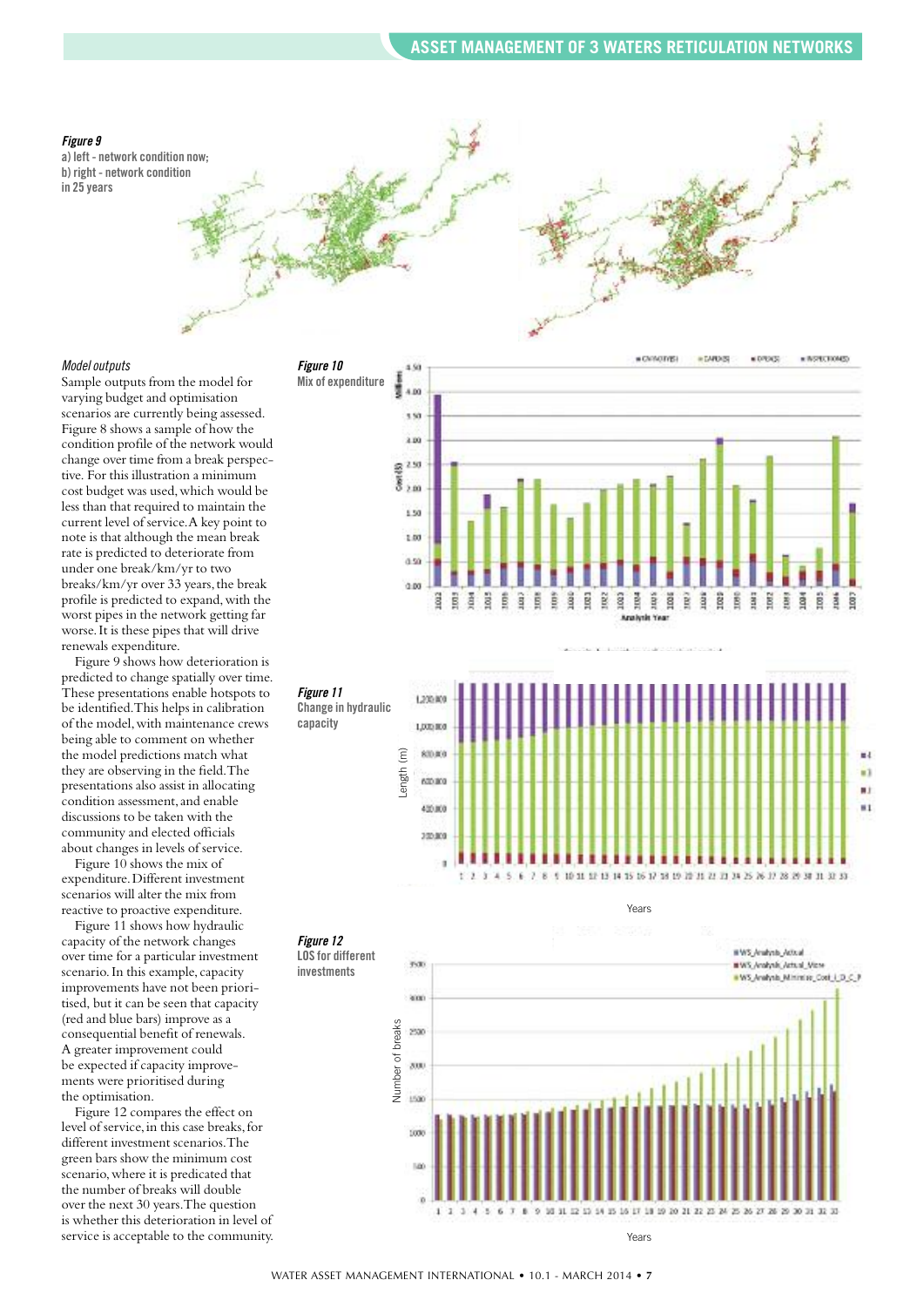*Figure 9*
**a) left - network condition now; b) right - network condition in 25 years**

### *Model outputs*

Sample outputs from the model for varying budget and optimisation scenarios are currently being assessed. Figure 8 shows a sample of how the condition profile of the network would change over time from a break perspective. For this illustration a minimum cost budget was used, which would be less than that required to maintain the current level of service. A key point to note is that although the mean break rate is predicted to deteriorate from under one break/km/yr to two breaks/km/yr over 33 years, the break profile is predicted to expand, with the worst pipes in the network getting far worse. It is these pipes that will drive renewals expenditure.

Figure 9 shows how deterioration is predicted to change spatially over time. These presentations enable hotspots to be identified. This helps in calibration of the model, with maintenance crews being able to comment on whether the model predictions match what they are observing in the field. The presentations also assist in allocating condition assessment, and enable discussions to be taken with the community and elected officials about changes in levels of service.

Figure 10 shows the mix of expenditure. Different investment scenarios will alter the mix from reactive to proactive expenditure.

Figure 11 shows how hydraulic capacity of the network changes over time for a particular investment scenario. In this example, capacity improvements have not been prioritised, but it can be seen that capacity (red and blue bars) improve as a consequential benefit of renewals. A greater improvement could be expected if capacity improvements were prioritised during the optimisation.

Figure 12 compares the effect on level of service, in this case breaks, for different investment scenarios. The green bars show the minimum cost scenario, where it is predicated that the number of breaks will double over the next 30 years. The question is whether this deterioration in level of service is acceptable to the community.

*Figure 10*
**Mix of expenditure**

*Figure 11*
**Change in hydraulic capacity**

*Figure 12*
**LOS for different investments**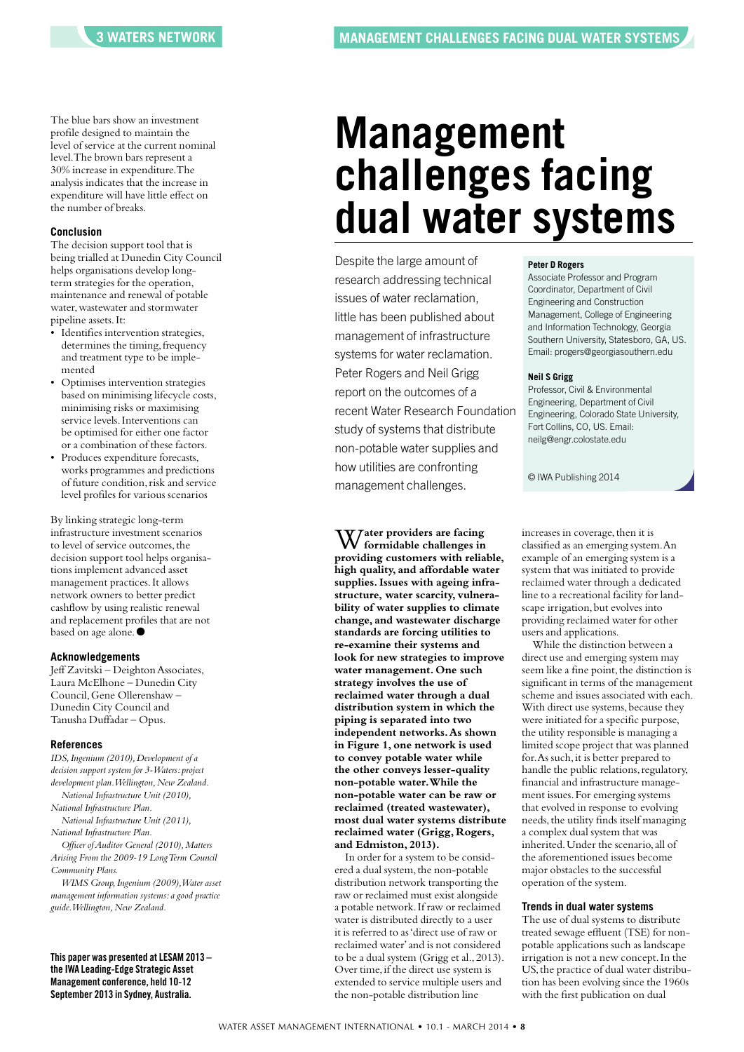The blue bars show an investment profile designed to maintain the level of service at the current nominal level. The brown bars represent a 30% increase in expenditure. The analysis indicates that the increase in expenditure will have little effect on the number of breaks.

### Conclusion

The decision support tool that is being trialled at Dunedin City Council helps organisations develop long-term strategies for the operation, maintenance and renewal of potable water, wastewater and stormwater pipeline assets. It:

- Identifies intervention strategies, determines the timing, frequency and treatment type to be implemented
- Optimises intervention strategies based on minimising lifecycle costs, minimising risks or maximising service levels. Interventions can be optimised for either one factor or a combination of these factors.
- Produces expenditure forecasts, works programmes and predictions of future condition, risk and service level profiles for various scenarios

By linking strategic long-term infrastructure investment scenarios to level of service outcomes, the decision support tool helps organisations implement advanced asset management practices. It allows network owners to better predict cashflow by using realistic renewal and replacement profiles that are not based on age alone. ●

### Acknowledgements

Jeff Zavitski – Deighton Associates, Laura McElhone – Dunedin City Council, Gene Ollerenshaw – Dunedin City Council and Tanusha Duffadar – Opus.

### References

*IDS, Ingenium (2010), Development of a decision support system for 3-Waters: project development plan. Wellington, New Zealand.*

*National Infrastructure Unit (2010), National Infrastructure Plan.*

*National Infrastructure Unit (2011), National Infrastructure Plan.*

*Officer of Auditor General (2010), Matters Arising From the 2009-19 Long Term Council Community Plans.*

*WIMS Group, Ingenium (2009), Water asset management information systems: a good practice guide. Wellington, New Zealand.*

**This paper was presented at LESAM 2013 – the IWA Leading-Edge Strategic Asset Management conference, held 10-12 September 2013 in Sydney, Australia.**

# Management challenges facing dual water systems

Despite the large amount of research addressing technical issues of water reclamation, little has been published about management of infrastructure systems for water reclamation. Peter Rogers and Neil Grigg report on the outcomes of a recent Water Research Foundation study of systems that distribute non-potable water supplies and how utilities are confronting management challenges.

**Peter D Rogers**
Associate Professor and Program Coordinator, Department of Civil Engineering and Construction Management, College of Engineering and Information Technology, Georgia Southern University, Statesboro, GA, US. Email: progers@georgiasouthern.edu

**Neil S Grigg**
Professor, Civil & Environmental Engineering, Department of Civil Engineering, Colorado State University, Fort Collins, CO, US. Email: neilg@engr.colostate.edu

© IWA Publishing 2014

**Water providers are facing formidable challenges in providing customers with reliable, high quality, and affordable water supplies. Issues with ageing infrastructure, water scarcity, vulnerability of water supplies to climate change, and wastewater discharge standards are forcing utilities to re-examine their systems and look for new strategies to improve water management. One such strategy involves the use of reclaimed water through a dual distribution system in which the piping is separated into two independent networks. As shown in Figure 1, one network is used to convey potable water while the other conveys lesser-quality non-potable water. While the non-potable water can be raw or reclaimed (treated wastewater), most dual water systems distribute reclaimed water (Grigg, Rogers, and Edmston, 2013).**

In order for a system to be considered a dual system, the non-potable distribution network transporting the raw or reclaimed must exist alongside a potable network. If raw or reclaimed water is distributed directly to a user it is referred to as 'direct use of raw or reclaimed water' and is not considered to be a dual system (Grigg et al., 2013). Over time, if the direct use system is extended to service multiple users and the non-potable distribution line increases in coverage, then it is classified as an emerging system. An example of an emerging system is a system that was initiated to provide reclaimed water through a dedicated line to a recreational facility for landscape irrigation, but evolves into providing reclaimed water for other users and applications.

While the distinction between a direct use and emerging system may seem like a fine point, the distinction is significant in terms of the management scheme and issues associated with each. With direct use systems, because they were initiated for a specific purpose, the utility responsible is managing a limited scope project that was planned for. As such, it is better prepared to handle the public relations, regulatory, financial and infrastructure management issues. For emerging systems that evolved in response to evolving needs, the utility finds itself managing a complex dual system that was inherited. Under the scenario, all of the aforementioned issues become major obstacles to the successful operation of the system.

### Trends in dual water systems

The use of dual systems to distribute treated sewage effluent (TSE) for non-potable applications such as landscape irrigation is not a new concept. In the US, the practice of dual water distribution has been evolving since the 1960s with the first publication on dual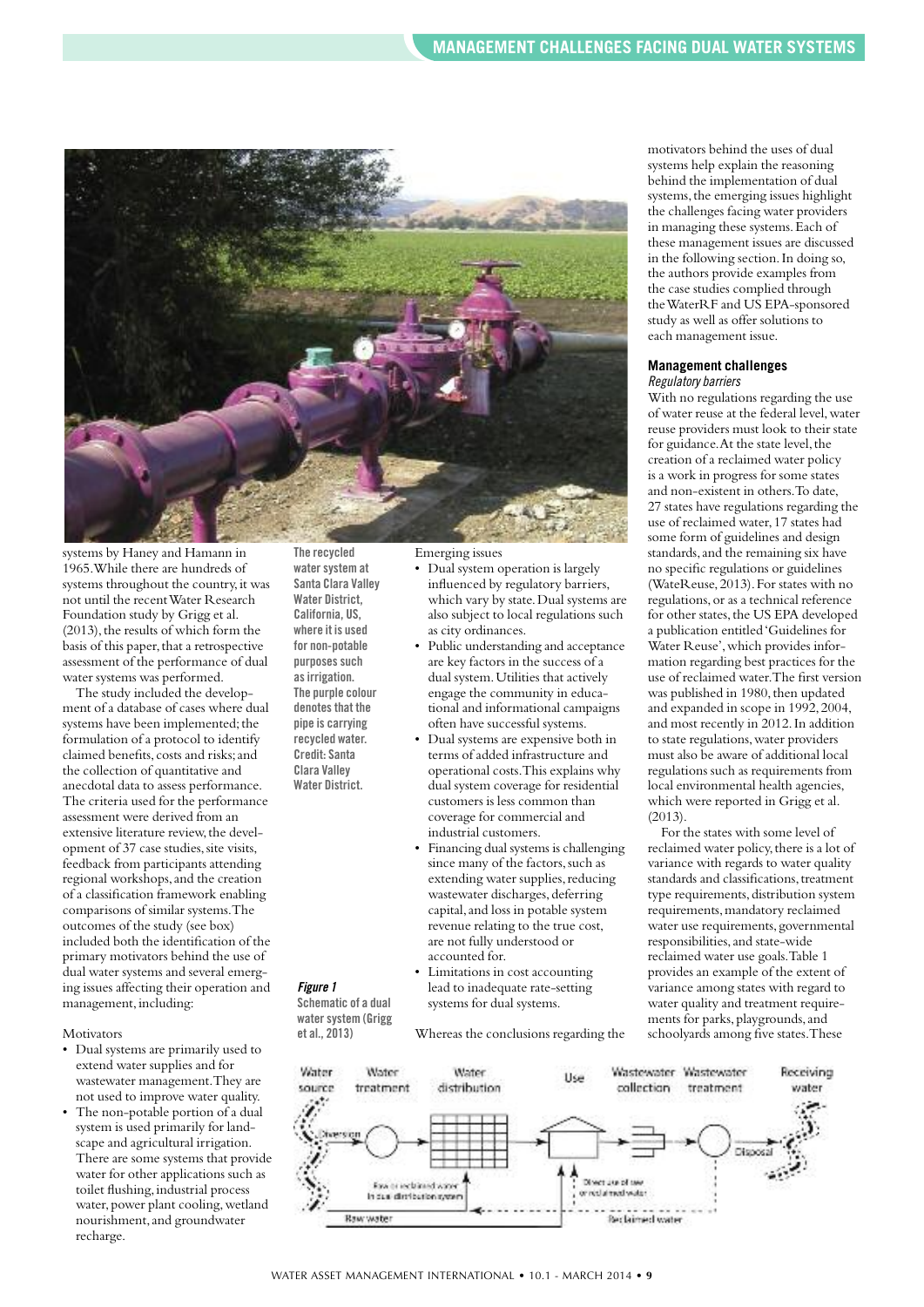systems by Haney and Hamann in 1965. While there are hundreds of systems throughout the country, it was not until the recent Water Research Foundation study by Grigg et al. (2013), the results of which form the basis of this paper, that a retrospective assessment of the performance of dual water systems was performed.

The study included the development of a database of cases where dual systems have been implemented; the formulation of a protocol to identify claimed benefits, costs and risks; and the collection of quantitative and anecdotal data to assess performance. The criteria used for the performance assessment were derived from an extensive literature review, the development of 37 case studies, site visits, feedback from participants attending regional workshops, and the creation of a classification framework enabling comparisons of similar systems. The outcomes of the study (see box) included both the identification of the primary motivators behind the use of dual water systems and several emerging issues affecting their operation and management, including:

Motivators

- Dual systems are primarily used to extend water supplies and for wastewater management. They are not used to improve water quality.
- The non-potable portion of a dual system is used primarily for landscape and agricultural irrigation. There are some systems that provide water for other applications such as toilet flushing, industrial process water, power plant cooling, wetland nourishment, and groundwater recharge.

The recycled water system at Santa Clara Valley Water District, California, US, where it is used for non-potable purposes such as irrigation. The purple colour denotes that the pipe is carrying recycled water. Credit: Santa Clara Valley Water District.

*Figure 1*
Schematic of a dual water system (Grigg et al., 2013)

Emerging issues

- Dual system operation is largely influenced by regulatory barriers, which vary by state. Dual systems are also subject to local regulations such as city ordinances.
- Public understanding and acceptance are key factors in the success of a dual system. Utilities that actively engage the community in educational and informational campaigns often have successful systems.
- Dual systems are expensive both in terms of added infrastructure and operational costs. This explains why dual system coverage for residential customers is less common than coverage for commercial and industrial customers.
- Financing dual systems is challenging since many of the factors, such as extending water supplies, reducing wastewater discharges, deferring capital, and loss in potable system revenue relating to the true cost, are not fully understood or accounted for.
- Limitations in cost accounting lead to inadequate rate-setting systems for dual systems.

Whereas the conclusions regarding the motivators behind the uses of dual systems help explain the reasoning behind the implementation of dual systems, the emerging issues highlight the challenges facing water providers in managing these systems. Each of these management issues are discussed in the following section. In doing so, the authors provide examples from the case studies complied through the WaterRF and US EPA-sponsored study as well as offer solutions to each management issue.

### Management challenges

*Regulatory barriers*

With no regulations regarding the use of water reuse at the federal level, water reuse providers must look to their state for guidance. At the state level, the creation of a reclaimed water policy is a work in progress for some states and non-existent in others. To date, 27 states have regulations regarding the use of reclaimed water, 17 states had some form of guidelines and design standards, and the remaining six have no specific regulations or guidelines (WateReuse, 2013). For states with no regulations, or as a technical reference for other states, the US EPA developed a publication entitled 'Guidelines for Water Reuse', which provides information regarding best practices for the use of reclaimed water. The first version was published in 1980, then updated and expanded in scope in 1992, 2004, and most recently in 2012. In addition to state regulations, water providers must also be aware of additional local regulations such as requirements from local environmental health agencies, which were reported in Grigg et al. (2013).

For the states with some level of reclaimed water policy, there is a lot of variance with regards to water quality standards and classifications, treatment type requirements, distribution system requirements, mandatory reclaimed water use requirements, governmental responsibilities, and state-wide reclaimed water use goals. Table 1 provides an example of the extent of variance among states with regard to water quality and treatment requirements for parks, playgrounds, and schoolyards among five states. These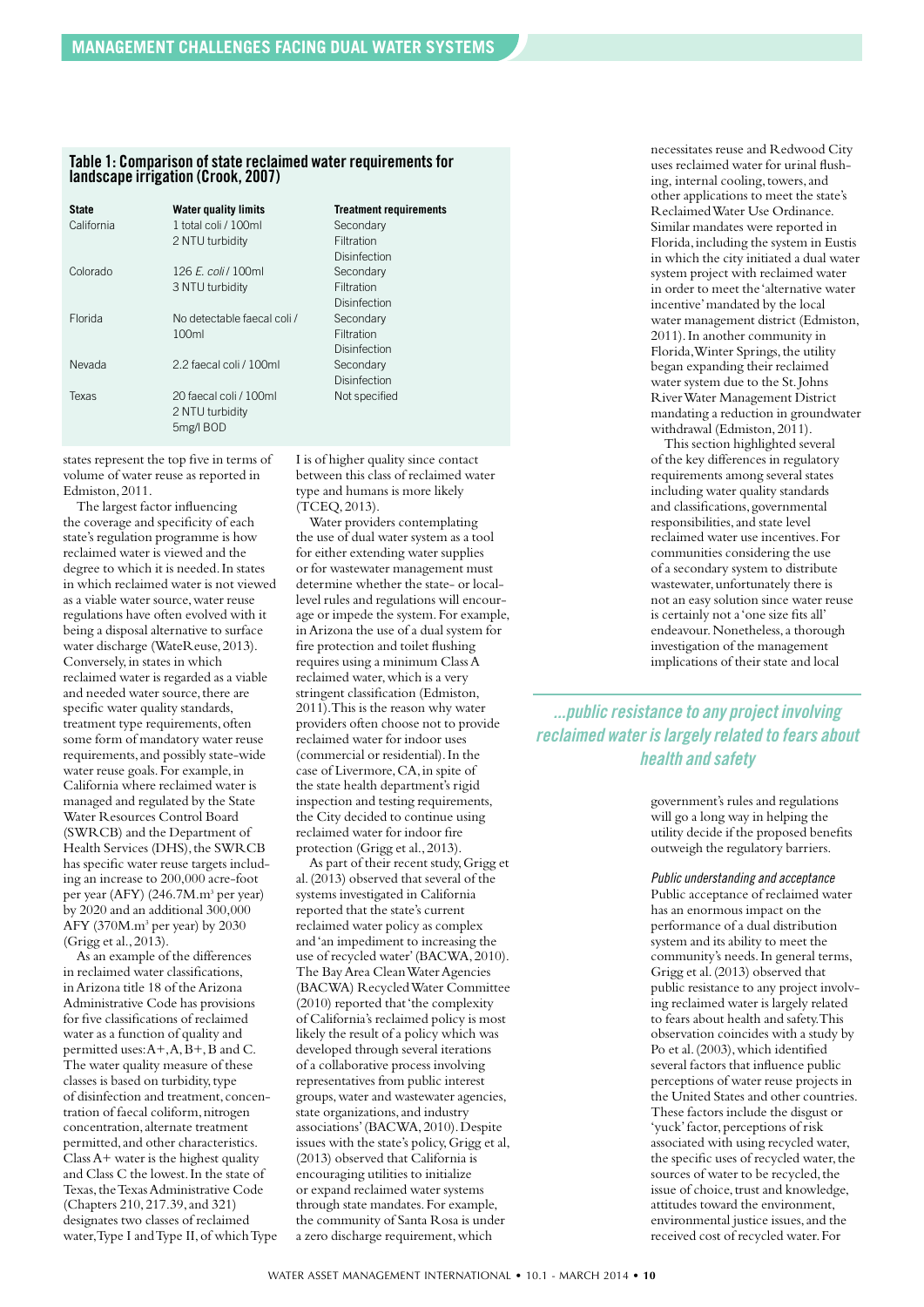**Table 1: Comparison of state reclaimed water requirements for landscape irrigation (Crook, 2007)**

| State | Water quality limits | Treatment requirements |
|---|---|---|
| California | 1 total coli / 100ml<br>2 NTU turbidity | Secondary<br>Filtration<br>Disinfection |
| Colorado | 126 *E. coli* / 100ml<br>3 NTU turbidity | Secondary<br>Filtration<br>Disinfection |
| Florida | No detectable faecal coli / 100ml | Secondary<br>Filtration<br>Disinfection |
| Nevada | 2.2 faecal coli / 100ml | Secondary<br>Disinfection |
| Texas | 20 faecal coli / 100ml<br>2 NTU turbidity<br>5mg/l BOD | Not specified |

states represent the top five in terms of volume of water reuse as reported in Edmiston, 2011.

The largest factor influencing the coverage and specificity of each state's regulation programme is how reclaimed water is viewed and the degree to which it is needed. In states in which reclaimed water is not viewed as a viable water source, water reuse regulations have often evolved with it being a disposal alternative to surface water discharge (WateReuse, 2013). Conversely, in states in which reclaimed water is regarded as a viable and needed water source, there are specific water quality standards, treatment type requirements, often some form of mandatory water reuse requirements, and possibly state-wide water reuse goals. For example, in California where reclaimed water is managed and regulated by the State Water Resources Control Board (SWRCB) and the Department of Health Services (DHS), the SWRCB has specific water reuse targets including an increase to 200,000 acre-foot per year (AFY) (246.7M.m³ per year) by 2020 and an additional 300,000 AFY (370M.m³ per year) by 2030 (Grigg et al., 2013).

As an example of the differences in reclaimed water classifications, in Arizona title 18 of the Arizona Administrative Code has provisions for five classifications of reclaimed water as a function of quality and permitted uses: A+, A, B+, B and C. The water quality measure of these classes is based on turbidity, type of disinfection and treatment, concentration of faecal coliform, nitrogen concentration, alternate treatment permitted, and other characteristics. Class A+ water is the highest quality and Class C the lowest. In the state of Texas, the Texas Administrative Code (Chapters 210, 217.39, and 321) designates two classes of reclaimed water, Type I and Type II, of which Type I is of higher quality since contact between this class of reclaimed water type and humans is more likely (TCEQ, 2013).

Water providers contemplating the use of dual water system as a tool for either extending water supplies or for wastewater management must determine whether the state- or local-level rules and regulations will encourage or impede the system. For example, in Arizona the use of a dual system for fire protection and toilet flushing requires using a minimum Class A reclaimed water, which is a very stringent classification (Edmiston, 2011). This is the reason why water providers often choose not to provide reclaimed water for indoor uses (commercial or residential). In the case of Livermore, CA, in spite of the state health department's rigid inspection and testing requirements, the City decided to continue using reclaimed water for indoor fire protection (Grigg et al., 2013).

As part of their recent study, Grigg et al. (2013) observed that several of the systems investigated in California reported that the state's current reclaimed water policy as complex and 'an impediment to increasing the use of recycled water' (BACWA, 2010). The Bay Area Clean Water Agencies (BACWA) Recycled Water Committee (2010) reported that 'the complexity of California's reclaimed policy is most likely the result of a policy which was developed through several iterations of a collaborative process involving representatives from public interest groups, water and wastewater agencies, state organizations, and industry associations' (BACWA, 2010). Despite issues with the state's policy, Grigg et al, (2013) observed that California is encouraging utilities to initialize or expand reclaimed water systems through state mandates. For example, the community of Santa Rosa is under a zero discharge requirement, which necessitates reuse and Redwood City uses reclaimed water for urinal flushing, internal cooling, towers, and other applications to meet the state's Reclaimed Water Use Ordinance. Similar mandates were reported in Florida, including the system in Eustis in which the city initiated a dual water system project with reclaimed water in order to meet the 'alternative water incentive' mandated by the local water management district (Edmiston, 2011). In another community in Florida, Winter Springs, the utility began expanding their reclaimed water system due to the St. Johns River Water Management District mandating a reduction in groundwater withdrawal (Edmiston, 2011).

This section highlighted several of the key differences in regulatory requirements among several states including water quality standards and classifications, governmental responsibilities, and state level reclaimed water use incentives. For communities considering the use of a secondary system to distribute wastewater, unfortunately there is not an easy solution since water reuse is certainly not a 'one size fits all' endeavour. Nonetheless, a thorough investigation of the management implications of their state and local government's rules and regulations will go a long way in helping the utility decide if the proposed benefits outweigh the regulatory barriers.

> *...public resistance to any project involving reclaimed water is largely related to fears about health and safety*

### *Public understanding and acceptance*

Public acceptance of reclaimed water has an enormous impact on the performance of a dual distribution system and its ability to meet the community's needs. In general terms, Grigg et al. (2013) observed that public resistance to any project involving reclaimed water is largely related to fears about health and safety. This observation coincides with a study by Po et al. (2003), which identified several factors that influence public perceptions of water reuse projects in the United States and other countries. These factors include the disgust or 'yuck' factor, perceptions of risk associated with using recycled water, the specific uses of recycled water, the sources of water to be recycled, the issue of choice, trust and knowledge, attitudes toward the environment, environmental justice issues, and the received cost of recycled water. For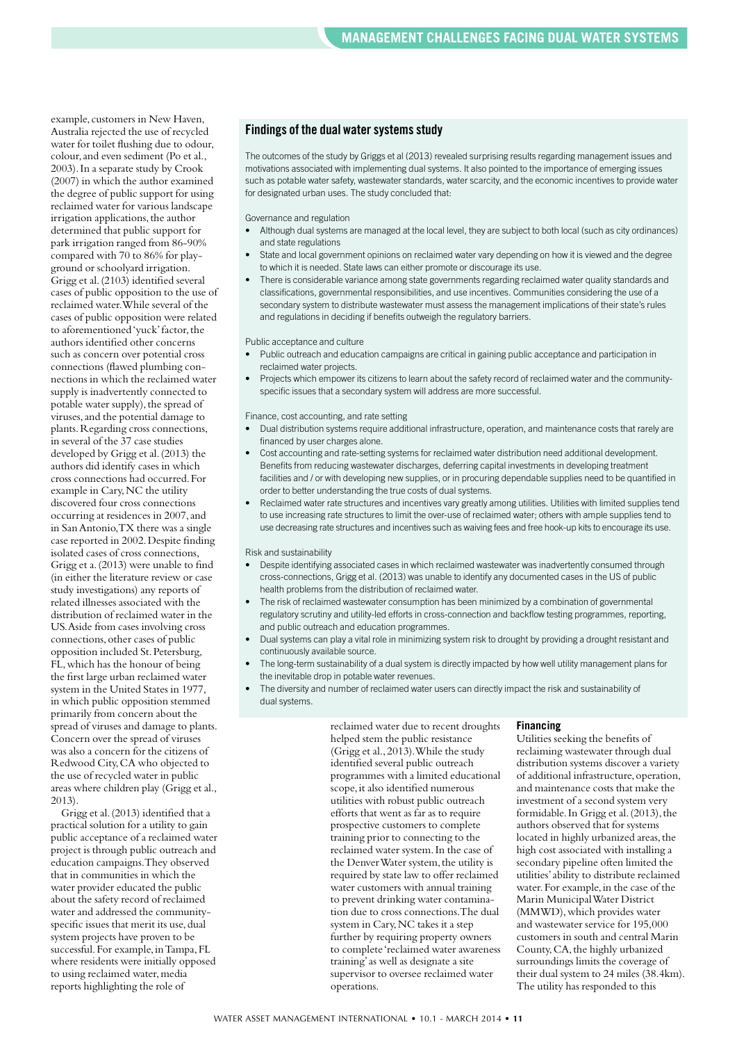example, customers in New Haven, Australia rejected the use of recycled water for toilet flushing due to odour, colour, and even sediment (Po et al., 2003). In a separate study by Crook (2007) in which the author examined the degree of public support for using reclaimed water for various landscape irrigation applications, the author determined that public support for park irrigation ranged from 86-90% compared with 70 to 86% for playground or schoolyard irrigation. Grigg et al. (2103) identified several cases of public opposition to the use of reclaimed water. While several of the cases of public opposition were related to aforementioned 'yuck' factor, the authors identified other concerns such as concern over potential cross connections (flawed plumbing connections in which the reclaimed water supply is inadvertently connected to potable water supply), the spread of viruses, and the potential damage to plants. Regarding cross connections, in several of the 37 case studies developed by Grigg et al. (2013) the authors did identify cases in which cross connections had occurred. For example in Cary, NC the utility discovered four cross connections occurring at residences in 2007, and in San Antonio, TX there was a single case reported in 2002. Despite finding isolated cases of cross connections, Grigg et a. (2013) were unable to find (in either the literature review or case study investigations) any reports of related illnesses associated with the distribution of reclaimed water in the US. Aside from cases involving cross connections, other cases of public opposition included St. Petersburg, FL, which has the honour of being the first large urban reclaimed water system in the United States in 1977, in which public opposition stemmed primarily from concern about the spread of viruses and damage to plants. Concern over the spread of viruses was also a concern for the citizens of Redwood City, CA who objected to the use of recycled water in public areas where children play (Grigg et al., 2013).

Grigg et al. (2013) identified that a practical solution for a utility to gain public acceptance of a reclaimed water project is through public outreach and education campaigns. They observed that in communities in which the water provider educated the public about the safety record of reclaimed water and addressed the community-specific issues that merit its use, dual system projects have proven to be successful. For example, in Tampa, FL where residents were initially opposed to using reclaimed water, media reports highlighting the role of reclaimed water due to recent droughts helped stem the public resistance (Grigg et al., 2013). While the study identified several public outreach programmes with a limited educational scope, it also identified numerous utilities with robust public outreach efforts that went as far as to require prospective customers to complete training prior to connecting to the reclaimed water system. In the case of the Denver Water system, the utility is required by state law to offer reclaimed water customers with annual training to prevent drinking water contamination due to cross connections. The dual system in Cary, NC takes it a step further by requiring property owners to complete 'reclaimed water awareness training' as well as designate a site supervisor to oversee reclaimed water operations.

## Findings of the dual water systems study

The outcomes of the study by Griggs et al (2013) revealed surprising results regarding management issues and motivations associated with implementing dual systems. It also pointed to the importance of emerging issues such as potable water safety, wastewater standards, water scarcity, and the economic incentives to provide water for designated urban uses. The study concluded that:

Governance and regulation

- Although dual systems are managed at the local level, they are subject to both local (such as city ordinances) and state regulations
- State and local government opinions on reclaimed water vary depending on how it is viewed and the degree to which it is needed. State laws can either promote or discourage its use.
- There is considerable variance among state governments regarding reclaimed water quality standards and classifications, governmental responsibilities, and use incentives. Communities considering the use of a secondary system to distribute wastewater must assess the management implications of their state's rules and regulations in deciding if benefits outweigh the regulatory barriers.

Public acceptance and culture

- Public outreach and education campaigns are critical in gaining public acceptance and participation in reclaimed water projects.
- Projects which empower its citizens to learn about the safety record of reclaimed water and the community-specific issues that a secondary system will address are more successful.

Finance, cost accounting, and rate setting

- Dual distribution systems require additional infrastructure, operation, and maintenance costs that rarely are financed by user charges alone.
- Cost accounting and rate-setting systems for reclaimed water distribution need additional development. Benefits from reducing wastewater discharges, deferring capital investments in developing treatment facilities and / or with developing new supplies, or in procuring dependable supplies need to be quantified in order to better understanding the true costs of dual systems.
- Reclaimed water rate structures and incentives vary greatly among utilities. Utilities with limited supplies tend to use increasing rate structures to limit the over-use of reclaimed water; others with ample supplies tend to use decreasing rate structures and incentives such as waiving fees and free hook-up kits to encourage its use.

Risk and sustainability

- Despite identifying associated cases in which reclaimed wastewater was inadvertently consumed through cross-connections, Grigg et al. (2013) was unable to identify any documented cases in the US of public health problems from the distribution of reclaimed water.
- The risk of reclaimed wastewater consumption has been minimized by a combination of governmental regulatory scrutiny and utility-led efforts in cross-connection and backflow testing programmes, reporting, and public outreach and education programmes.
- Dual systems can play a vital role in minimizing system risk to drought by providing a drought resistant and continuously available source.
- The long-term sustainability of a dual system is directly impacted by how well utility management plans for the inevitable drop in potable water revenues.
- The diversity and number of reclaimed water users can directly impact the risk and sustainability of dual systems.

### Financing

Utilities seeking the benefits of reclaiming wastewater through dual distribution systems discover a variety of additional infrastructure, operation, and maintenance costs that make the investment of a second system very formidable. In Grigg et al. (2013), the authors observed that for systems located in highly urbanized areas, the high cost associated with installing a secondary pipeline often limited the utilities' ability to distribute reclaimed water. For example, in the case of the Marin Municipal Water District (MMWD), which provides water and wastewater service for 195,000 customers in south and central Marin County, CA, the highly urbanized surroundings limits the coverage of their dual system to 24 miles (38.4km). The utility has responded to this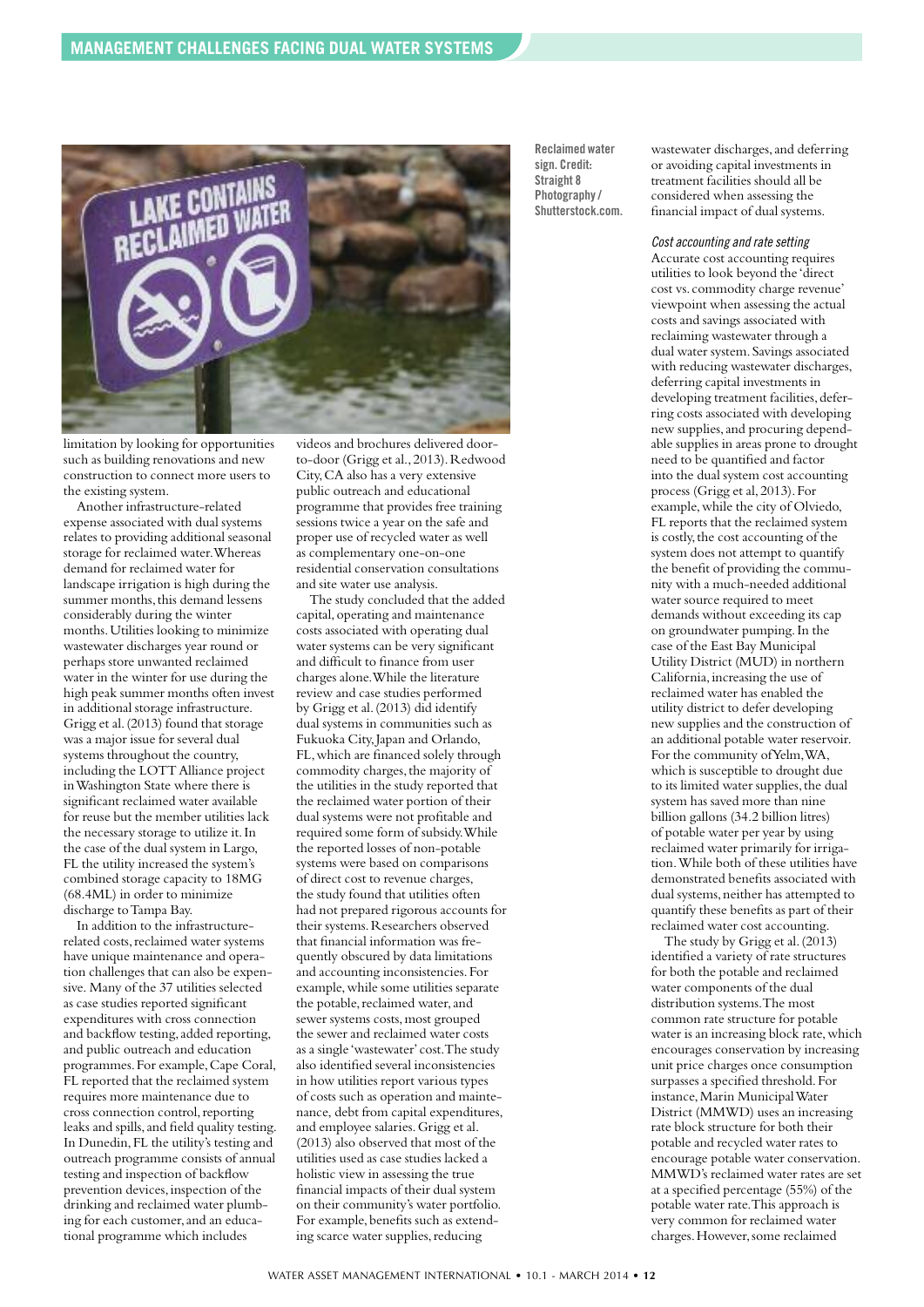limitation by looking for opportunities such as building renovations and new construction to connect more users to the existing system.

Another infrastructure-related expense associated with dual systems relates to providing additional seasonal storage for reclaimed water. Whereas demand for reclaimed water for landscape irrigation is high during the summer months, this demand lessens considerably during the winter months. Utilities looking to minimize wastewater discharges year round or perhaps store unwanted reclaimed water in the winter for use during the high peak summer months often invest in additional storage infrastructure. Grigg et al. (2013) found that storage was a major issue for several dual systems throughout the country, including the LOTT Alliance project in Washington State where there is significant reclaimed water available for reuse but the member utilities lack the necessary storage to utilize it. In the case of the dual system in Largo, FL the utility increased the system's combined storage capacity to 18MG (68.4ML) in order to minimize discharge to Tampa Bay.

In addition to the infrastructure-related costs, reclaimed water systems have unique maintenance and operation challenges that can also be expensive. Many of the 37 utilities selected as case studies reported significant expenditures with cross connection and backflow testing, added reporting, and public outreach and education programmes. For example, Cape Coral, FL reported that the reclaimed system requires more maintenance due to cross connection control, reporting leaks and spills, and field quality testing. In Dunedin, FL the utility's testing and outreach programme consists of annual testing and inspection of backflow prevention devices, inspection of the drinking and reclaimed water plumbing for each customer, and an educational programme which includes videos and brochures delivered door-to-door (Grigg et al., 2013). Redwood City, CA also has a very extensive public outreach and educational programme that provides free training sessions twice a year on the safe and proper use of recycled water as well as complementary one-on-one residential conservation consultations and site water use analysis.

The study concluded that the added capital, operating and maintenance costs associated with operating dual water systems can be very significant and difficult to finance from user charges alone. While the literature review and case studies performed by Grigg et al. (2013) did identify dual systems in communities such as Fukuoka City, Japan and Orlando, FL, which are financed solely through commodity charges, the majority of the utilities in the study reported that the reclaimed water portion of their dual systems were not profitable and required some form of subsidy. While the reported losses of non-potable systems were based on comparisons of direct cost to revenue charges, the study found that utilities often had not prepared rigorous accounts for their systems. Researchers observed that financial information was frequently obscured by data limitations and accounting inconsistencies. For example, while some utilities separate the potable, reclaimed water, and sewer systems costs, most grouped the sewer and reclaimed water costs as a single 'wastewater' cost. The study also identified several inconsistencies in how utilities report various types of costs such as operation and maintenance, debt from capital expenditures, and employee salaries. Grigg et al. (2013) also observed that most of the utilities used as case studies lacked a holistic view in assessing the true financial impacts of their dual system on their community's water portfolio. For example, benefits such as extending scarce water supplies, reducing wastewater discharges, and deferring or avoiding capital investments in treatment facilities should all be considered when assessing the financial impact of dual systems.

Reclaimed water sign. Credit: Straight 8 Photography / Shutterstock.com.

### *Cost accounting and rate setting*

Accurate cost accounting requires utilities to look beyond the 'direct cost vs. commodity charge revenue' viewpoint when assessing the actual costs and savings associated with reclaiming wastewater through a dual water system. Savings associated with reducing wastewater discharges, deferring capital investments in developing treatment facilities, deferring costs associated with developing new supplies, and procuring dependable supplies in areas prone to drought need to be quantified and factor into the dual system cost accounting process (Grigg et al, 2013). For example, while the city of Olviedo, FL reports that the reclaimed system is costly, the cost accounting of the system does not attempt to quantify the benefit of providing the community with a much-needed additional water source required to meet demands without exceeding its cap on groundwater pumping. In the case of the East Bay Municipal Utility District (MUD) in northern California, increasing the use of reclaimed water has enabled the utility district to defer developing new supplies and the construction of an additional potable water reservoir. For the community of Yelm, WA, which is susceptible to drought due to its limited water supplies, the dual system has saved more than nine billion gallons (34.2 billion litres) of potable water per year by using reclaimed water primarily for irrigation. While both of these utilities have demonstrated benefits associated with dual systems, neither has attempted to quantify these benefits as part of their reclaimed water cost accounting.

The study by Grigg et al. (2013) identified a variety of rate structures for both the potable and reclaimed water components of the dual distribution systems. The most common rate structure for potable water is an increasing block rate, which encourages conservation by increasing unit price charges once consumption surpasses a specified threshold. For instance, Marin Municipal Water District (MMWD) uses an increasing rate block structure for both their potable and recycled water rates to encourage potable water conservation. MMWD's reclaimed water rates are set at a specified percentage (55%) of the potable water rate. This approach is very common for reclaimed water charges. However, some reclaimed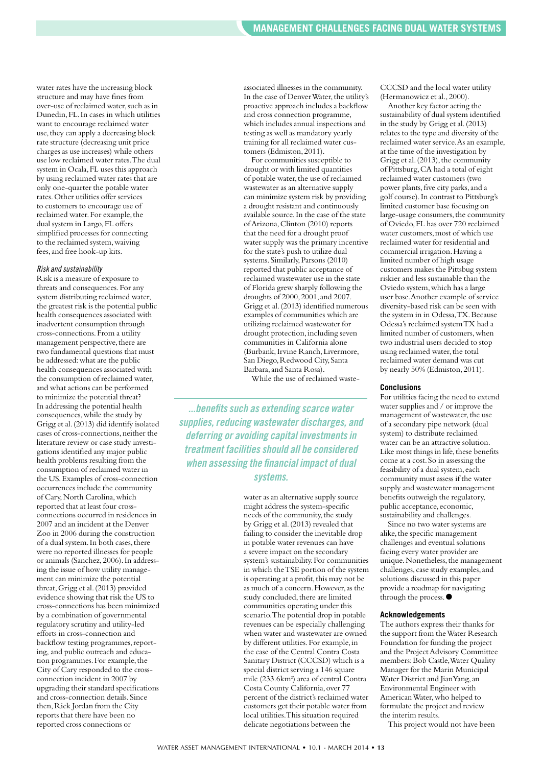water rates have the increasing block structure and may have fines from over-use of reclaimed water, such as in Dunedin, FL. In cases in which utilities want to encourage reclaimed water use, they can apply a decreasing block rate structure (decreasing unit price charges as use increases) while others use low reclaimed water rates. The dual system in Ocala, FL uses this approach by using reclaimed water rates that are only one-quarter the potable water rates. Other utilities offer services to customers to encourage use of reclaimed water. For example, the dual system in Largo, FL offers simplified processes for connecting to the reclaimed system, waiving fees, and free hook-up kits.

### *Risk and sustainability*

Risk is a measure of exposure to threats and consequences. For any system distributing reclaimed water, the greatest risk is the potential public health consequences associated with inadvertent consumption through cross-connections. From a utility management perspective, there are two fundamental questions that must be addressed: what are the public health consequences associated with the consumption of reclaimed water, and what actions can be performed to minimize the potential threat? In addressing the potential health consequences, while the study by Grigg et al. (2013) did identify isolated cases of cross-connections, neither the literature review or case study investigations identified any major public health problems resulting from the consumption of reclaimed water in the US. Examples of cross-connection occurrences include the community of Cary, North Carolina, which reported that at least four cross-connections occurred in residences in 2007 and an incident at the Denver Zoo in 2006 during the construction of a dual system. In both cases, there were no reported illnesses for people or animals (Sanchez, 2006). In addressing the issue of how utility management can minimize the potential threat, Grigg et al. (2013) provided evidence showing that risk the US to cross-connections has been minimized by a combination of governmental regulatory scrutiny and utility-led efforts in cross-connection and backflow testing programmes, reporting, and public outreach and education programmes. For example, the City of Cary responded to the cross-connection incident in 2007 by upgrading their standard specifications and cross-connection details. Since then, Rick Jordan from the City reports that there have been no reported cross connections or associated illnesses in the community. In the case of Denver Water, the utility's proactive approach includes a backflow and cross connection programme, which includes annual inspections and testing as well as mandatory yearly training for all reclaimed water customers (Edmiston, 2011).

For communities susceptible to drought or with limited quantities of potable water, the use of reclaimed wastewater as an alternative supply can minimize system risk by providing a drought resistant and continuously available source. In the case of the state of Arizona, Clinton (2010) reports that the need for a drought proof water supply was the primary incentive for the state's push to utilize dual systems. Similarly, Parsons (2010) reported that public acceptance of reclaimed wastewater use in the state of Florida grew sharply following the droughts of 2000, 2001, and 2007. Grigg et al. (2013) identified numerous examples of communities which are utilizing reclaimed wastewater for drought protection, including seven communities in California alone (Burbank, Irvine Ranch, Livermore, San Diego, Redwood City, Santa Barbara, and Santa Rosa).

While the use of reclaimed wastewater as an alternative supply source might address the system-specific needs of the community, the study by Grigg et al. (2013) revealed that failing to consider the inevitable drop in potable water revenues can have a severe impact on the secondary system's sustainability. For communities in which the TSE portion of the system is operating at a profit, this may not be as much of a concern. However, as the study concluded, there are limited communities operating under this scenario. The potential drop in potable revenues can be especially challenging when water and wastewater are owned by different utilities. For example, in the case of the Central Contra Costa Sanitary District (CCCSD) which is a special district serving a 146 square mile (233.6km²) area of central Contra Costa County California, over 77 percent of the district's reclaimed water customers get their potable water from local utilities. This situation required delicate negotiations between the CCCSD and the local water utility (Hermanowicz et al., 2000).

> *...benefits such as extending scarce water supplies, reducing wastewater discharges, and deferring or avoiding capital investments in treatment facilities should all be considered when assessing the financial impact of dual systems.*

Another key factor acting the sustainability of dual system identified in the study by Grigg et al. (2013) relates to the type and diversity of the reclaimed water service. As an example, at the time of the investigation by Grigg et al. (2013), the community of Pittsburg, CA had a total of eight reclaimed water customers (two power plants, five city parks, and a golf course). In contrast to Pittsburg's limited customer base focusing on large-usage consumers, the community of Oviedo, FL has over 720 reclaimed water customers, most of which use reclaimed water for residential and commercial irrigation. Having a limited number of high usage customers makes the Pittsbug system riskier and less sustainable than the Oviedo system, which has a large user base. Another example of service diversity-based risk can be seen with the system in in Odessa, TX. Because Odessa's reclaimed system TX had a limited number of customers, when two industrial users decided to stop using reclaimed water, the total reclaimed water demand was cut by nearly 50% (Edmiston, 2011).

## Conclusions

For utilities facing the need to extend water supplies and / or improve the management of wastewater, the use of a secondary pipe network (dual system) to distribute reclaimed water can be an attractive solution. Like most things in life, these benefits come at a cost. So in assessing the feasibility of a dual system, each community must assess if the water supply and wastewater management benefits outweigh the regulatory, public acceptance, economic, sustainability and challenges.

Since no two water systems are alike, the specific management challenges and eventual solutions facing every water provider are unique. Nonetheless, the management challenges, case study examples, and solutions discussed in this paper provide a roadmap for navigating through the process. ●

## Acknowledgements

The authors express their thanks for the support from the Water Research Foundation for funding the project and the Project Advisory Committee members: Bob Castle, Water Quality Manager for the Marin Municipal Water District and Jian Yang, an Environmental Engineer with American Water, who helped to formulate the project and review the interim results.

This project would not have been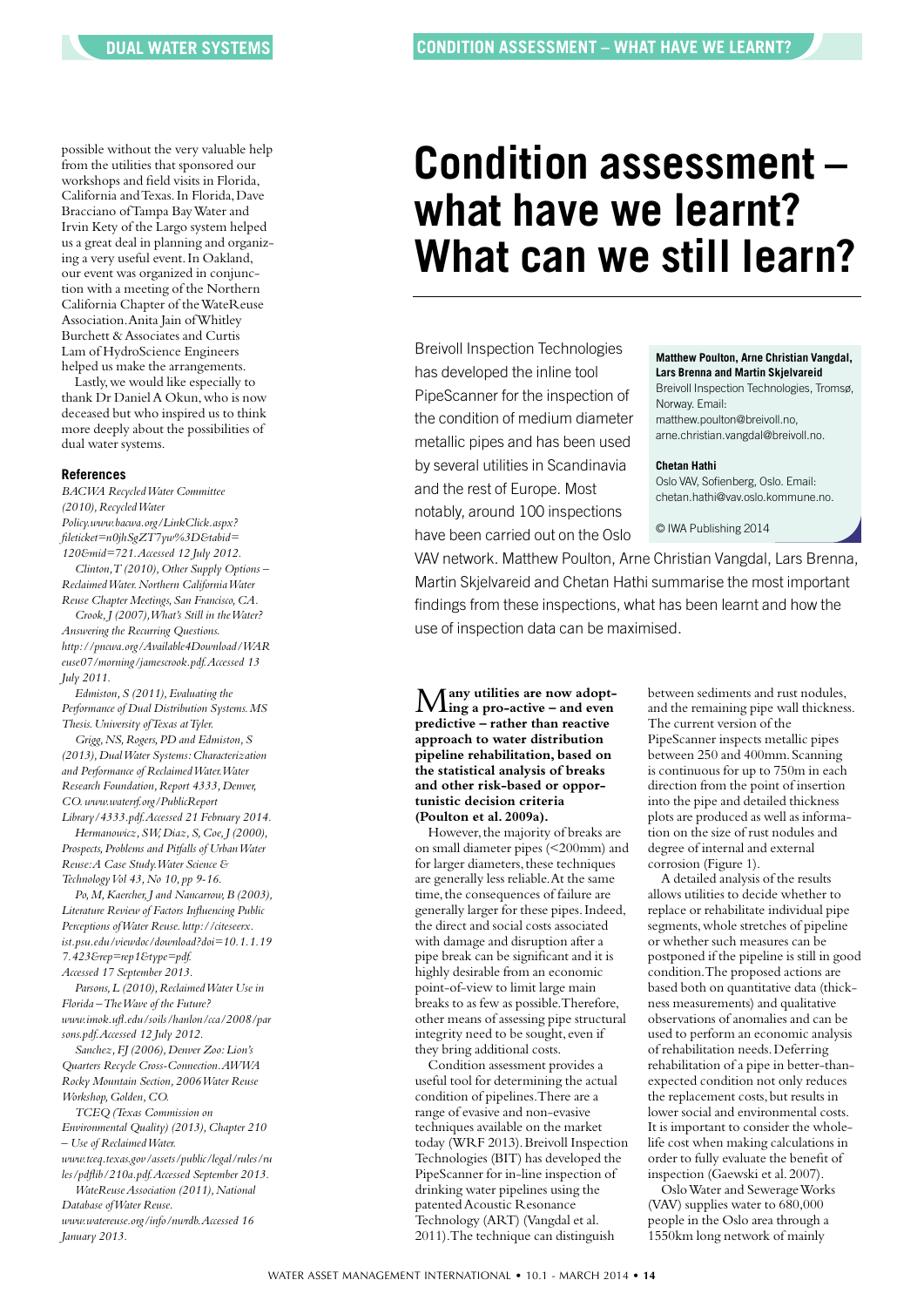possible without the very valuable help from the utilities that sponsored our workshops and field visits in Florida, California and Texas. In Florida, Dave Bracciano of Tampa Bay Water and Irvin Kety of the Largo system helped us a great deal in planning and organizing a very useful event. In Oakland, our event was organized in conjunction with a meeting of the Northern California Chapter of the WateReuse Association. Anita Jain of Whitley Burchett & Associates and Curtis Lam of HydroScience Engineers helped us make the arrangements.

Lastly, we would like especially to thank Dr Daniel A Okun, who is now deceased but who inspired us to think more deeply about the possibilities of dual water systems.

### References

*BACWA Recycled Water Committee (2010), Recycled Water Policy. www.bacwa.org/LinkClick.aspx?fileticket=n0jhSgZT7yw%3D&tabid=120&mid=721. Accessed 12 July 2012.*

*Clinton, T (2010), Other Supply Options – Reclaimed Water. Northern California Water Reuse Chapter Meetings, San Francisco, CA.*

*Crook, J (2007), What's Still in the Water? Answering the Recurring Questions. http://pncwa.org/Available4Download/WAReuse07/morning/jamescrook.pdf. Accessed 13 July 2011.*

*Edmiston, S (2011), Evaluating the Performance of Dual Distribution Systems. MS Thesis. University of Texas at Tyler.*

*Grigg, NS, Rogers, PD and Edmiston, S (2013), Dual Water Systems: Characterization and Performance of Reclaimed Water. Water Research Foundation, Report 4333, Denver, CO. www.waterrf.org/PublicReportLibrary/4333.pdf. Accessed 21 February 2014.*

*Hermanowicz, SW, Diaz, S, Coe, J (2000), Prospects, Problems and Pitfalls of Urban Water Reuse: A Case Study. Water Science & Technology Vol 43, No 10, pp 9-16.*

*Po, M, Kaercher, J and Nancarrow, B (2003), Literature Review of Factors Influencing Public Perceptions of Water Reuse. http://citeseerx.ist.psu.edu/viewdoc/download?doi=10.1.1.197.423&rep=rep1&type=pdf. Accessed 17 September 2013.*

*Parsons, L (2010), Reclaimed Water Use in Florida – The Wave of the Future? www.imok.ufl.edu/soils/hanlon/cca/2008/parsons.pdf. Accessed 12 July 2012.*

*Sanchez, FJ (2006), Denver Zoo: Lion's Quarters Recycle Cross-Connection. AWWA Rocky Mountain Section, 2006 Water Reuse Workshop, Golden, CO.*

*TCEQ (Texas Commission on Environmental Quality) (2013), Chapter 210 – Use of Reclaimed Water. www.tceq.texas.gov/assets/public/legal/rules/rules/pdflib/210a.pdf. Accessed September 2013.*

*WateReuse Association (2011), National Database of Water Reuse. www.watereuse.org/info/nwrdb. Accessed 16 January 2013.*

# Condition assessment – what have we learnt? What can we still learn?

Breivoll Inspection Technologies has developed the inline tool PipeScanner for the inspection of the condition of medium diameter metallic pipes and has been used by several utilities in Scandinavia and the rest of Europe. Most notably, around 100 inspections have been carried out on the Oslo VAV network. Matthew Poulton, Arne Christian Vangdal, Lars Brenna, Martin Skjelvareid and Chetan Hathi summarise the most important findings from these inspections, what has been learnt and how the use of inspection data can be maximised.

**Matthew Poulton, Arne Christian Vangdal, Lars Brenna and Martin Skjelvareid**
Breivoll Inspection Technologies, Tromsø, Norway. Email: matthew.poulton@breivoll.no, arne.christian.vangdal@breivoll.no.

**Chetan Hathi**
Oslo VAV, Sofienberg, Oslo. Email: chetan.hathi@vav.oslo.kommune.no.

© IWA Publishing 2014

**Many utilities are now adopting a pro-active – and even predictive – rather than reactive approach to water distribution pipeline rehabilitation, based on the statistical analysis of breaks and other risk-based or opportunistic decision criteria (Poulton et al. 2009a).**

However, the majority of breaks are on small diameter pipes (<200mm) and for larger diameters, these techniques are generally less reliable. At the same time, the consequences of failure are generally larger for these pipes. Indeed, the direct and social costs associated with damage and disruption after a pipe break can be significant and it is highly desirable from an economic point-of-view to limit large main breaks to as few as possible. Therefore, other means of assessing pipe structural integrity need to be sought, even if they bring additional costs.

Condition assessment provides a useful tool for determining the actual condition of pipelines. There are a range of evasive and non-evasive techniques available on the market today (WRF 2013). Breivoll Inspection Technologies (BIT) has developed the PipeScanner for in-line inspection of drinking water pipelines using the patented Acoustic Resonance Technology (ART) (Vangdal et al. 2011). The technique can distinguish between sediments and rust nodules, and the remaining pipe wall thickness. The current version of the PipeScanner inspects metallic pipes between 250 and 400mm. Scanning is continuous for up to 750m in each direction from the point of insertion into the pipe and detailed thickness plots are produced as well as information on the size of rust nodules and degree of internal and external corrosion (Figure 1).

A detailed analysis of the results allows utilities to decide whether to replace or rehabilitate individual pipe segments, whole stretches of pipeline or whether such measures can be postponed if the pipeline is still in good condition. The proposed actions are based both on quantitative data (thickness measurements) and qualitative observations of anomalies and can be used to perform an economic analysis of rehabilitation needs. Deferring rehabilitation of a pipe in better-than-expected condition not only reduces the replacement costs, but results in lower social and environmental costs. It is important to consider the whole-life cost when making calculations in order to fully evaluate the benefit of inspection (Gaewski et al. 2007).

Oslo Water and Sewerage Works (VAV) supplies water to 680,000 people in the Oslo area through a 1550km long network of mainly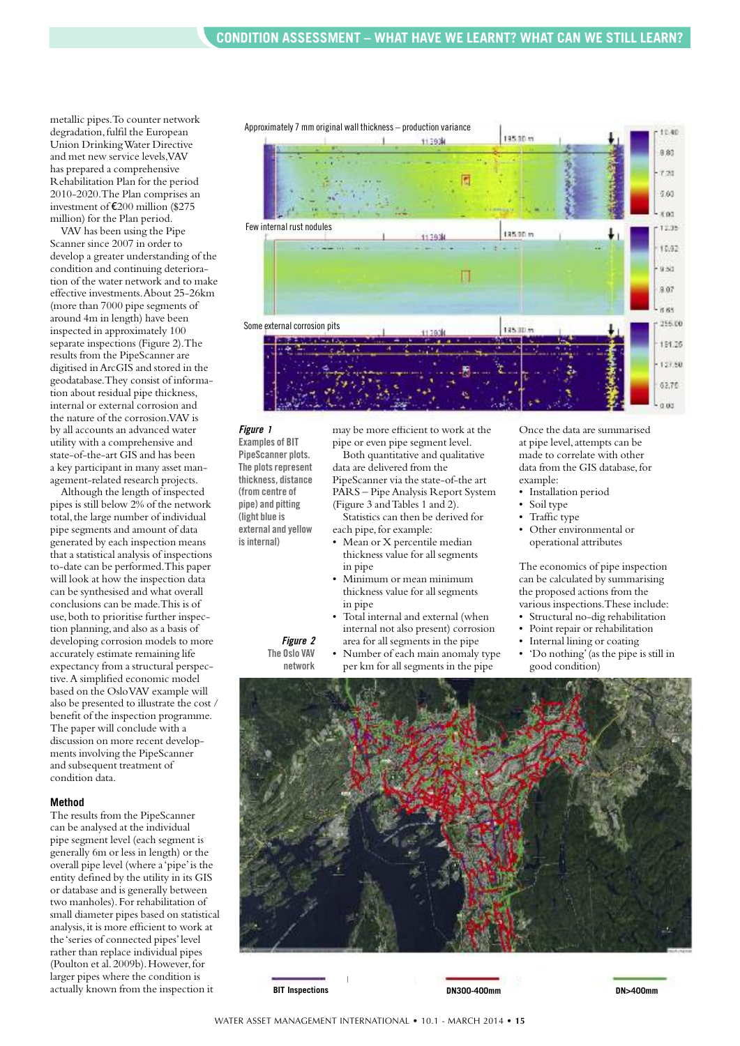metallic pipes. To counter network degradation, fulfil the European Union Drinking Water Directive and met new service levels, VAV has prepared a comprehensive Rehabilitation Plan for the period 2010-2020. The Plan comprises an investment of €200 million ($275 million) for the Plan period.

VAV has been using the Pipe Scanner since 2007 in order to develop a greater understanding of the condition and continuing deterioration of the water network and to make effective investments. About 25-26km (more than 7000 pipe segments of around 4m in length) have been inspected in approximately 100 separate inspections (Figure 2). The results from the PipeScanner are digitised in ArcGIS and stored in the geodatabase. They consist of information about residual pipe thickness, internal or external corrosion and the nature of the corrosion. VAV is by all accounts an advanced water utility with a comprehensive and state-of-the-art GIS and has been a key participant in many asset management-related research projects.

Although the length of inspected pipes is still below 2% of the network total, the large number of individual pipe segments and amount of data generated by each inspection means that a statistical analysis of inspections to-date can be performed. This paper will look at how the inspection data can be synthesised and what overall conclusions can be made. This is of use, both to prioritise further inspection planning, and also as a basis of developing corrosion models to more accurately estimate remaining life expectancy from a structural perspective. A simplified economic model based on the Oslo VAV example will also be presented to illustrate the cost / benefit of the inspection programme. The paper will conclude with a discussion on more recent developments involving the PipeScanner and subsequent treatment of condition data.

Approximately 7 mm original wall thickness – production variance

Few internal rust nodules

Some external corrosion pits

*Figure 1* Examples of BIT PipeScanner plots. The plots represent thickness, distance (from centre of pipe) and pitting (light blue is external and yellow is internal)

### Method

The results from the PipeScanner can be analysed at the individual pipe segment level (each segment is generally 6m or less in length) or the overall pipe level (where a 'pipe' is the entity defined by the utility in its GIS or database and is generally between two manholes). For rehabilitation of small diameter pipes based on statistical analysis, it is more efficient to work at the 'series of connected pipes' level rather than replace individual pipes (Poulton et al. 2009b). However, for larger pipes where the condition is actually known from the inspection it may be more efficient to work at the pipe or even pipe segment level.

Both quantitative and qualitative data are delivered from the PipeScanner via the state-of-the art PARS – Pipe Analysis Report System (Figure 3 and Tables 1 and 2).

Statistics can then be derived for each pipe, for example:

- Mean or X percentile median thickness value for all segments in pipe
- Minimum or mean minimum thickness value for all segments in pipe
- Total internal and external (when internal not also present) corrosion area for all segments in the pipe
- Number of each main anomaly type per km for all segments in the pipe

Once the data are summarised at pipe level, attempts can be made to correlate with other data from the GIS database, for example:

- Installation period
- Soil type
- Traffic type
- Other environmental or operational attributes

The economics of pipe inspection can be calculated by summarising the proposed actions from the various inspections. These include:

- Structural no-dig rehabilitation
- Point repair or rehabilitation
- Internal lining or coating
- 'Do nothing' (as the pipe is still in good condition)

*Figure 2* The Oslo VAV network

BIT Inspections | DN300-400mm | DN>400mm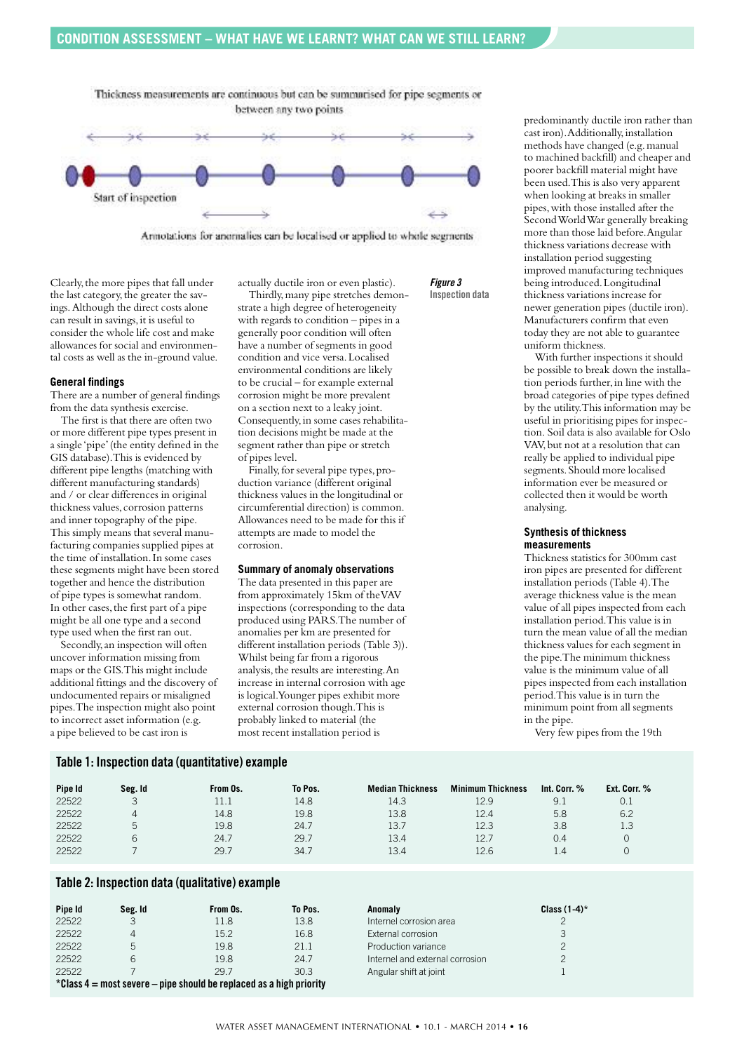Thickness measurements are continuous but can be summarised for pipe segments or between any two points

Start of inspection

Annotations for anomalies can be localised or applied to whole segments

***Figure 3*** Inspection data

Clearly, the more pipes that fall under the last category, the greater the savings. Although the direct costs alone can result in savings, it is useful to consider the whole life cost and make allowances for social and environmental costs as well as the in-ground value.

### General findings

There are a number of general findings from the data synthesis exercise.

The first is that there are often two or more different pipe types present in a single 'pipe' (the entity defined in the GIS database). This is evidenced by different pipe lengths (matching with different manufacturing standards) and / or clear differences in original thickness values, corrosion patterns and inner topography of the pipe. This simply means that several manufacturing companies supplied pipes at the time of installation. In some cases these segments might have been stored together and hence the distribution of pipe types is somewhat random. In other cases, the first part of a pipe might be all one type and a second type used when the first ran out.

Secondly, an inspection will often uncover information missing from maps or the GIS. This might include additional fittings and the discovery of undocumented repairs or misaligned pipes. The inspection might also point to incorrect asset information (e.g. a pipe believed to be cast iron is actually ductile iron or even plastic).

Thirdly, many pipe stretches demonstrate a high degree of heterogeneity with regards to condition – pipes in a generally poor condition will often have a number of segments in good condition and vice versa. Localised environmental conditions are likely to be crucial – for example external corrosion might be more prevalent on a section next to a leaky joint. Consequently, in some cases rehabilitation decisions might be made at the segment rather than pipe or stretch of pipes level.

Finally, for several pipe types, production variance (different original thickness values in the longitudinal or circumferential direction) is common. Allowances need to be made for this if attempts are made to model the corrosion.

### Summary of anomaly observations

The data presented in this paper are from approximately 15km of the VAV inspections (corresponding to the data produced using PARS. The number of anomalies per km are presented for different installation periods (Table 3)). Whilst being far from a rigorous analysis, the results are interesting. An increase in internal corrosion with age is logical. Younger pipes exhibit more external corrosion though. This is probably linked to material (the most recent installation period is predominantly ductile iron rather than cast iron). Additionally, installation methods have changed (e.g. manual to machined backfill) and cheaper and poorer backfill material might have been used. This is also very apparent when looking at breaks in smaller pipes, with those installed after the Second World War generally breaking more than those laid before. Angular thickness variations decrease with installation period suggesting improved manufacturing techniques being introduced. Longitudinal thickness variations increase for newer generation pipes (ductile iron). Manufacturers confirm that even today they are not able to guarantee uniform thickness.

With further inspections it should be possible to break down the installation periods further, in line with the broad categories of pipe types defined by the utility. This information may be useful in prioritising pipes for inspection. Soil data is also available for Oslo VAV, but not at a resolution that can really be applied to individual pipe segments. Should more localised information ever be measured or collected then it would be worth analysing.

### Synthesis of thickness measurements

Thickness statistics for 300mm cast iron pipes are presented for different installation periods (Table 4). The average thickness value is the mean value of all pipes inspected from each installation period. This value is in turn the mean of all the median thickness values for each segment in the pipe. The minimum thickness value is the minimum value of all pipes inspected from each installation period. This value is in turn the minimum point from all segments in the pipe.

Very few pipes from the 19th

### Table 1: Inspection data (quantitative) example

| Pipe Id | Seg. Id | From Os. | To Pos. | Median Thickness | Minimum Thickness | Int. Corr. % | Ext. Corr. % |
|---|---|---|---|---|---|---|---|
| 22522 | 3 | 11.1 | 14.8 | 14.3 | 12.9 | 9.1 | 0.1 |
| 22522 | 4 | 14.8 | 19.8 | 13.8 | 12.4 | 5.8 | 6.2 |
| 22522 | 5 | 19.8 | 24.7 | 13.7 | 12.3 | 3.8 | 1.3 |
| 22522 | 6 | 24.7 | 29.7 | 13.4 | 12.7 | 0.4 | 0 |
| 22522 | 7 | 29.7 | 34.7 | 13.4 | 12.6 | 1.4 | 0 |

### Table 2: Inspection data (qualitative) example

| Pipe Id | Seg. Id | From Os. | To Pos. | Anomaly | Class (1-4)* |
|---|---|---|---|---|---|
| 22522 | 3 | 11.8 | 13.8 | Internel corrosion area | 2 |
| 22522 | 4 | 15.2 | 16.8 | External corrosion | 3 |
| 22522 | 5 | 19.8 | 21.1 | Production variance | 2 |
| 22522 | 6 | 19.8 | 24.7 | Internel and external corrosion | 2 |
| 22522 | 7 | 29.7 | 30.3 | Angular shift at joint | 1 |

**\*Class 4 = most severe – pipe should be replaced as a high priority**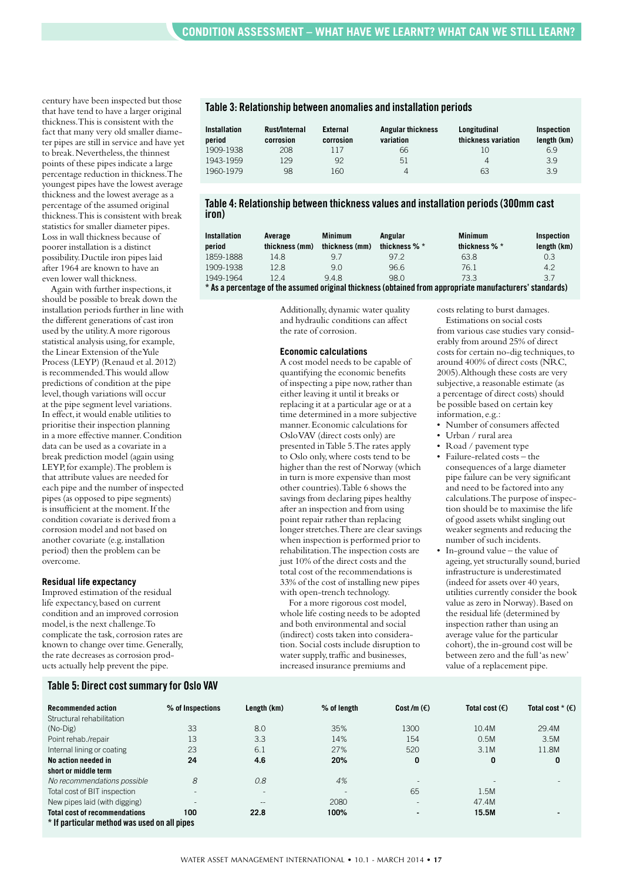century have been inspected but those that have tend to have a larger original thickness. This is consistent with the fact that many very old smaller diameter pipes are still in service and have yet to break. Nevertheless, the thinnest points of these pipes indicate a large percentage reduction in thickness. The youngest pipes have the lowest average thickness and the lowest average as a percentage of the assumed original thickness. This is consistent with break statistics for smaller diameter pipes. Loss in wall thickness because of poorer installation is a distinct possibility. Ductile iron pipes laid after 1964 are known to have an even lower wall thickness.

Again with further inspections, it should be possible to break down the installation periods further in line with the different generations of cast iron used by the utility. A more rigorous statistical analysis using, for example, the Linear Extension of the Yule Process (LEYP) (Renaud et al. 2012) is recommended. This would allow predictions of condition at the pipe level, though variations will occur at the pipe segment level variations. In effect, it would enable utilities to prioritise their inspection planning in a more effective manner. Condition data can be used as a covariate in a break prediction model (again using LEYP, for example). The problem is that attribute values are needed for each pipe and the number of inspected pipes (as opposed to pipe segments) is insufficient at the moment. If the condition covariate is derived from a corrosion model and not based on another covariate (e.g. installation period) then the problem can be overcome.

### Residual life expectancy

Improved estimation of the residual life expectancy, based on current condition and an improved corrosion model, is the next challenge. To complicate the task, corrosion rates are known to change over time. Generally, the rate decreases as corrosion products actually help prevent the pipe.

**Table 3: Relationship between anomalies and installation periods**

| Installation period | Rust/Internal corrosion | External corrosion | Angular thickness variation | Longitudinal thickness variation | Inspection length (km) |
|---|---|---|---|---|---|
| 1909-1938 | 208 | 117 | 66 | 10 | 6.9 |
| 1943-1959 | 129 | 92 | 51 | 4 | 3.9 |
| 1960-1979 | 98 | 160 | 4 | 63 | 3.9 |

**Table 4: Relationship between thickness values and installation periods (300mm cast iron)**

| Installation period | Average thickness (mm) | Minimum thickness (mm) | Angular thickness % * | Minimum thickness % * | Inspection length (km) |
|---|---|---|---|---|---|
| 1859-1888 | 14.8 | 9.7 | 97.2 | 63.8 | 0.3 |
| 1909-1938 | 12.8 | 9.0 | 96.6 | 76.1 | 4.2 |
| 1949-1964 | 12.4 | 9.4.8 | 98.0 | 73.3 | 3.7 |

**\* As a percentage of the assumed original thickness (obtained from appropriate manufacturers' standards)**

Additionally, dynamic water quality and hydraulic conditions can affect the rate of corrosion.

### Economic calculations

A cost model needs to be capable of quantifying the economic benefits of inspecting a pipe now, rather than either leaving it until it breaks or replacing it at a particular age or at a time determined in a more subjective manner. Economic calculations for Oslo VAV (direct costs only) are presented in Table 5. The rates apply to Oslo only, where costs tend to be higher than the rest of Norway (which in turn is more expensive than most other countries). Table 6 shows the savings from declaring pipes healthy after an inspection and from using point repair rather than replacing longer stretches. There are clear savings when inspection is performed prior to rehabilitation. The inspection costs are just 10% of the direct costs and the total cost of the recommendations is 33% of the cost of installing new pipes with open-trench technology.

For a more rigorous cost model, whole life costing needs to be adopted and both environmental and social (indirect) costs taken into consideration. Social costs include disruption to water supply, traffic and businesses, increased insurance premiums and costs relating to burst damages.

Estimations on social costs from various case studies vary considerably from around 25% of direct costs for certain no-dig techniques, to around 400% of direct costs (NRC, 2005). Although these costs are very subjective, a reasonable estimate (as a percentage of direct costs) should be possible based on certain key information, e.g.:

- Number of consumers affected
- Urban / rural area
- Road / pavement type
- Failure-related costs – the consequences of a large diameter pipe failure can be very significant and need to be factored into any calculations. The purpose of inspection should be to maximise the life of good assets whilst singling out weaker segments and reducing the number of such incidents.
- In-ground value – the value of ageing, yet structurally sound, buried infrastructure is underestimated (indeed for assets over 40 years, utilities currently consider the book value as zero in Norway). Based on the residual life (determined by inspection rather than using an average value for the particular cohort), the in-ground cost will be between zero and the full 'as new' value of a replacement pipe.

**Table 5: Direct cost summary for Oslo VAV**

| Recommended action | % of Inspections | Length (km) | % of length | Cost /m (€) | Total cost (€) | Total cost * (€) |
|---|---|---|---|---|---|---|
| Structural rehabilitation (No-Dig) | 33 | 8.0 | 35% | 1300 | 10.4M | 29.4M |
| Point rehab./repair | 13 | 3.3 | 14% | 154 | 0.5M | 3.5M |
| Internal lining or coating | 23 | 6.1 | 27% | 520 | 3.1M | 11.8M |
| **No action needed in short or middle term** | **24** | **4.6** | **20%** | **0** | **0** | **0** |
| *No recommendations possible* | *8* | *0.8* | *4%* | - | - | - |
| Total cost of BIT inspection | - | - | - | 65 | 1.5M | |
| New pipes laid (with digging) | - | -- | 2080 | - | 47.4M | |
| **Total cost of recommendations** | **100** | **22.8** | **100%** | **-** | **15.5M** | **-** |

**\* If particular method was used on all pipes**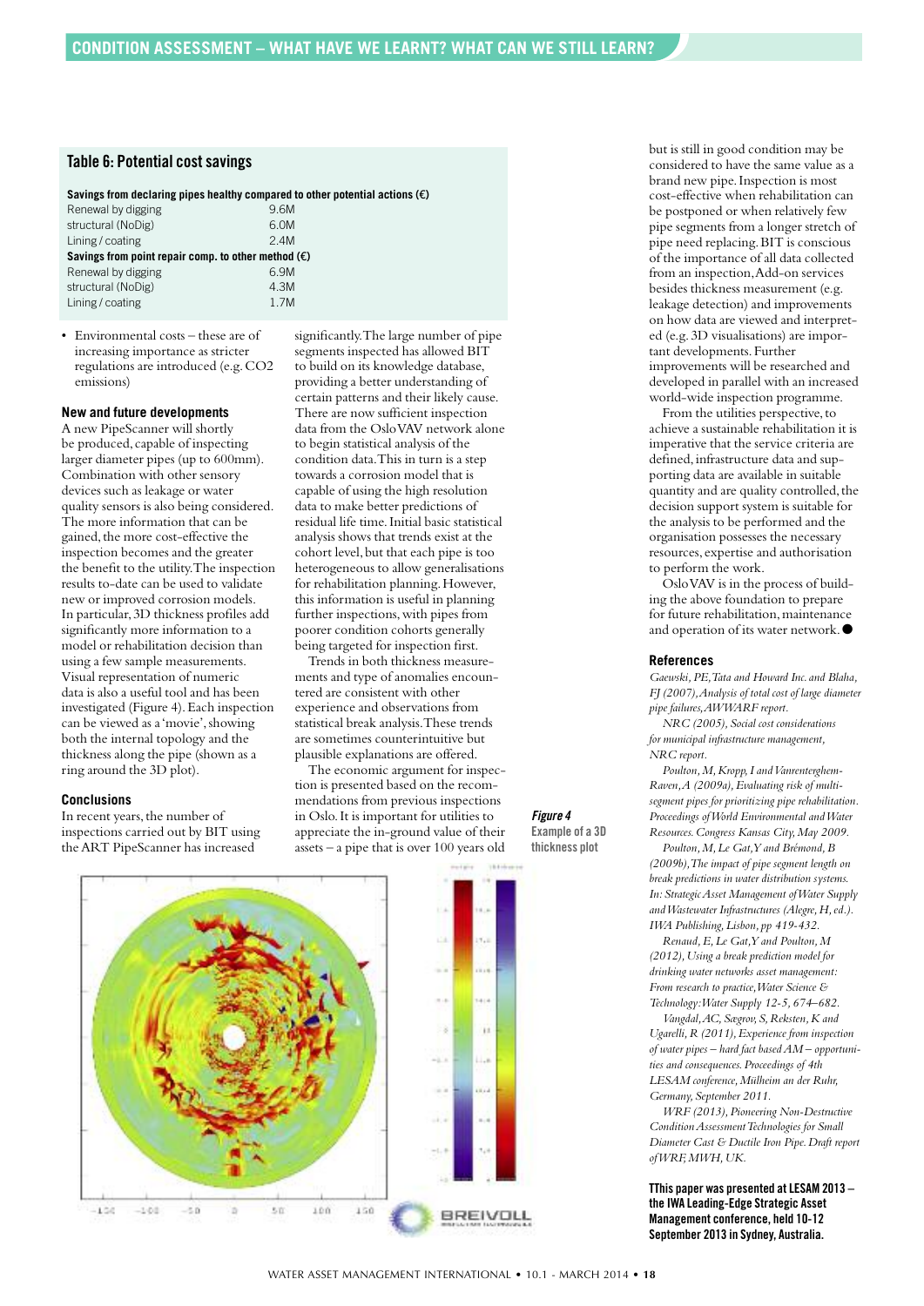## Table 6: Potential cost savings

| Savings from declaring pipes healthy compared to other potential actions (€) | |
|---|---|
| Renewal by digging | 9.6M |
| structural (NoDig) | 6.0M |
| Lining / coating | 2.4M |
| **Savings from point repair comp. to other method (€)** | |
| Renewal by digging | 6.9M |
| structural (NoDig) | 4.3M |
| Lining / coating | 1.7M |

- Environmental costs – these are of increasing importance as stricter regulations are introduced (e.g. CO2 emissions)

### New and future developments

A new PipeScanner will shortly be produced, capable of inspecting larger diameter pipes (up to 600mm). Combination with other sensory devices such as leakage or water quality sensors is also being considered. The more information that can be gained, the more cost-effective the inspection becomes and the greater the benefit to the utility. The inspection results to-date can be used to validate new or improved corrosion models. In particular, 3D thickness profiles add significantly more information to a model or rehabilitation decision than using a few sample measurements. Visual representation of numeric data is also a useful tool and has been investigated (Figure 4). Each inspection can be viewed as a 'movie', showing both the internal topology and the thickness along the pipe (shown as a ring around the 3D plot).

### Conclusions

In recent years, the number of inspections carried out by BIT using the ART PipeScanner has increased significantly. The large number of pipe segments inspected has allowed BIT to build on its knowledge database, providing a better understanding of certain patterns and their likely cause. There are now sufficient inspection data from the Oslo VAV network alone to begin statistical analysis of the condition data. This in turn is a step towards a corrosion model that is capable of using the high resolution data to make better predictions of residual life time. Initial basic statistical analysis shows that trends exist at the cohort level, but that each pipe is too heterogeneous to allow generalisations for rehabilitation planning. However, this information is useful in planning further inspections, with pipes from poorer condition cohorts generally being targeted for inspection first.

Trends in both thickness measurements and type of anomalies encountered are consistent with other experience and observations from statistical break analysis. These trends are sometimes counterintuitive but plausible explanations are offered.

The economic argument for inspection is presented based on the recommendations from previous inspections in Oslo. It is important for utilities to appreciate the in-ground value of their assets – a pipe that is over 100 years old but is still in good condition may be considered to have the same value as a brand new pipe. Inspection is most cost-effective when rehabilitation can be postponed or when relatively few pipe segments from a longer stretch of pipe need replacing. BIT is conscious of the importance of all data collected from an inspection, Add-on services besides thickness measurement (e.g. leakage detection) and improvements on how data are viewed and interpreted (e.g. 3D visualisations) are important developments. Further improvements will be researched and developed in parallel with an increased world-wide inspection programme.

From the utilities perspective, to achieve a sustainable rehabilitation it is imperative that the service criteria are defined, infrastructure data and supporting data are available in suitable quantity and are quality controlled, the decision support system is suitable for the analysis to be performed and the organisation possesses the necessary resources, expertise and authorisation to perform the work.

Oslo VAV is in the process of building the above foundation to prepare for future rehabilitation, maintenance and operation of its water network. ●

*Figure 4* Example of a 3D thickness plot

### References

*Gaewski, PE, Tata and Howard Inc. and Blaha, FJ (2007), Analysis of total cost of large diameter pipe failures, AWWARF report.*

*NRC (2005), Social cost considerations for municipal infrastructure management, NRC report.*

*Poulton, M, Kropp, I and Vanrenterghem-Raven, A (2009a), Evaluating risk of multi-segment pipes for prioritizing pipe rehabilitation. Proceedings of World Environmental and Water Resources. Congress Kansas City, May 2009.*

*Poulton, M, Le Gat, Y and Brémond, B (2009b), The impact of pipe segment length on break predictions in water distribution systems. In: Strategic Asset Management of Water Supply and Wastewater Infrastructures (Alegre, H, ed.). IWA Publishing, Lisbon, pp 419-432.*

*Renaud, E, Le Gat, Y and Poulton, M (2012), Using a break prediction model for drinking water networks asset management: From research to practice, Water Science & Technology: Water Supply 12-5, 674–682.*

*Vangdal, AC, Sægrov, S, Reksten, K and Ugarelli, R (2011), Experience from inspection of water pipes – hard fact based AM – opportunities and consequences. Proceedings of 4th LESAM conference, Mülheim an der Ruhr, Germany, September 2011.*

*WRF (2013), Pioneering Non-Destructive Condition Assessment Technologies for Small Diameter Cast & Ductile Iron Pipe. Draft report of WRF, MWH, UK.*

**TThis paper was presented at LESAM 2013 – the IWA Leading-Edge Strategic Asset Management conference, held 10-12 September 2013 in Sydney, Australia.**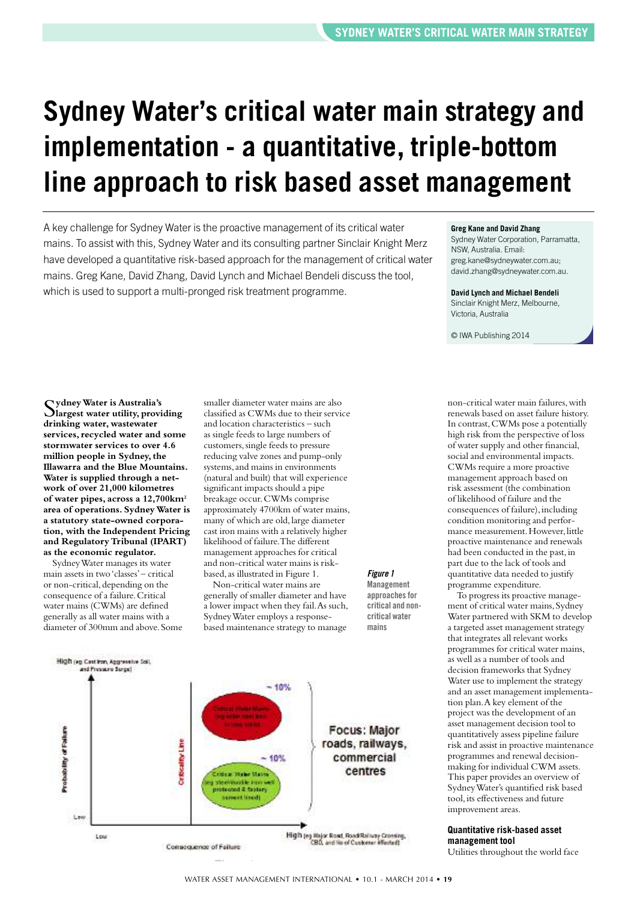# Sydney Water's critical water main strategy and implementation - a quantitative, triple-bottom line approach to risk based asset management

A key challenge for Sydney Water is the proactive management of its critical water mains. To assist with this, Sydney Water and its consulting partner Sinclair Knight Merz have developed a quantitative risk-based approach for the management of critical water mains. Greg Kane, David Zhang, David Lynch and Michael Bendeli discuss the tool, which is used to support a multi-pronged risk treatment programme.

**Greg Kane and David Zhang**
Sydney Water Corporation, Parramatta, NSW, Australia. Email: greg.kane@sydneywater.com.au; david.zhang@sydneywater.com.au.

**David Lynch and Michael Bendeli**
Sinclair Knight Merz, Melbourne, Victoria, Australia

© IWA Publishing 2014

**Sydney Water is Australia's largest water utility, providing drinking water, wastewater services, recycled water and some stormwater services to over 4.6 million people in Sydney, the Illawarra and the Blue Mountains. Water is supplied through a network of over 21,000 kilometres of water pipes, across a 12,700km² area of operations. Sydney Water is a statutory state-owned corporation, with the Independent Pricing and Regulatory Tribunal (IPART) as the economic regulator.**

Sydney Water manages its water main assets in two 'classes' – critical or non-critical, depending on the consequence of a failure. Critical water mains (CWMs) are defined generally as all water mains with a diameter of 300mm and above. Some smaller diameter water mains are also classified as CWMs due to their service and location characteristics – such as single feeds to large numbers of customers, single feeds to pressure reducing valve zones and pump-only systems, and mains in environments (natural and built) that will experience significant impacts should a pipe breakage occur. CWMs comprise approximately 4700km of water mains, many of which are old, large diameter cast iron mains with a relatively higher likelihood of failure. The different management approaches for critical and non-critical water mains is risk-based, as illustrated in Figure 1.

Non-critical water mains are generally of smaller diameter and have a lower impact when they fail. As such, Sydney Water employs a response-based maintenance strategy to manage non-critical water main failures, with renewals based on asset failure history. In contrast, CWMs pose a potentially high risk from the perspective of loss of water supply and other financial, social and environmental impacts. CWMs require a more proactive management approach based on risk assessment (the combination of likelihood of failure and the consequences of failure), including condition monitoring and performance measurement. However, little proactive maintenance and renewals had been conducted in the past, in part due to the lack of tools and quantitative data needed to justify programme expenditure.

*Figure 1* Management approaches for critical and non-critical water mains

To progress its proactive management of critical water mains, Sydney Water partnered with SKM to develop a targeted asset management strategy that integrates all relevant works programmes for critical water mains, as well as a number of tools and decision frameworks that Sydney Water use to implement the strategy and an asset management implementation plan. A key element of the project was the development of an asset management decision tool to quantitatively assess pipeline failure risk and assist in proactive maintenance programmes and renewal decision-making for individual CWM assets. This paper provides an overview of Sydney Water's quantified risk based tool, its effectiveness and future improvement areas.

### Quantitative risk-based asset management tool

Utilities throughout the world face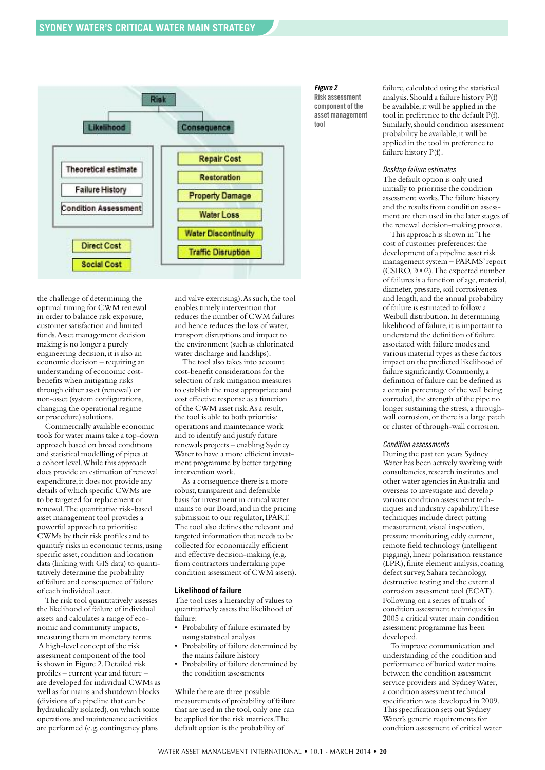Risk

Likelihood

Consequence

Theoretical estimate

Failure History

Condition Assessment

Repair Cost

Restoration

Property Damage

Water Loss

Water Discontinuity

Traffic Disruption

Direct Cost

Social Cost

*Figure 2*
Risk assessment component of the asset management tool

the challenge of determining the optimal timing for CWM renewal in order to balance risk exposure, customer satisfaction and limited funds. Asset management decision making is no longer a purely engineering decision, it is also an economic decision – requiring an understanding of economic cost-benefits when mitigating risks through either asset (renewal) or non-asset (system configurations, changing the operational regime or procedure) solutions.

Commercially available economic tools for water mains take a top-down approach based on broad conditions and statistical modelling of pipes at a cohort level. While this approach does provide an estimation of renewal expenditure, it does not provide any details of which specific CWMs are to be targeted for replacement or renewal. The quantitative risk-based asset management tool provides a powerful approach to prioritise CWMs by their risk profiles and to quantify risks in economic terms, using specific asset, condition and location data (linking with GIS data) to quantitatively determine the probability of failure and consequence of failure of each individual asset.

The risk tool quantitatively assesses the likelihood of failure of individual assets and calculates a range of economic and community impacts, measuring them in monetary terms. A high-level concept of the risk assessment component of the tool is shown in Figure 2. Detailed risk profiles – current year and future – are developed for individual CWMs as well as for mains and shutdown blocks (divisions of a pipeline that can be hydraulically isolated), on which some operations and maintenance activities are performed (e.g. contingency plans and valve exercising). As such, the tool enables timely intervention that reduces the number of CWM failures and hence reduces the loss of water, transport disruptions and impact to the environment (such as chlorinated water discharge and landslips).

The tool also takes into account cost-benefit considerations for the selection of risk mitigation measures to establish the most appropriate and cost effective response as a function of the CWM asset risk. As a result, the tool is able to both prioritise operations and maintenance work and to identify and justify future renewals projects – enabling Sydney Water to have a more efficient investment programme by better targeting intervention work.

As a consequence there is a more robust, transparent and defensible basis for investment in critical water mains to our Board, and in the pricing submission to our regulator, IPART. The tool also defines the relevant and targeted information that needs to be collected for economically efficient and effective decision-making (e.g. from contractors undertaking pipe condition assessment of CWM assets).

## Likelihood of failure

The tool uses a hierarchy of values to quantitatively assess the likelihood of failure:

- Probability of failure estimated by using statistical analysis
- Probability of failure determined by the mains failure history
- Probability of failure determined by the condition assessments

While there are three possible measurements of probability of failure that are used in the tool, only one can be applied for the risk matrices. The default option is the probability of failure, calculated using the statistical analysis. Should a failure history P(f) be available, it will be applied in the tool in preference to the default P(f). Similarly, should condition assessment probability be available, it will be applied in the tool in preference to failure history P(f).

### *Desktop failure estimates*

The default option is only used initially to prioritise the condition assessment works. The failure history and the results from condition assessment are then used in the later stages of the renewal decision-making process.

This approach is shown in 'The cost of customer preferences: the development of a pipeline asset risk management system – PARMS' report (CSIRO, 2002). The expected number of failures is a function of age, material, diameter, pressure, soil corrosiveness and length, and the annual probability of failure is estimated to follow a Weibull distribution. In determining likelihood of failure, it is important to understand the definition of failure associated with failure modes and various material types as these factors impact on the predicted likelihood of failure significantly. Commonly, a definition of failure can be defined as a certain percentage of the wall being corroded, the strength of the pipe no longer sustaining the stress, a through-wall corrosion, or there is a large patch or cluster of through-wall corrosion.

### *Condition assessments*

During the past ten years Sydney Water has been actively working with consultancies, research institutes and other water agencies in Australia and overseas to investigate and develop various condition assessment techniques and industry capability. These techniques include direct pitting measurement, visual inspection, pressure monitoring, eddy current, remote field technology (intelligent pigging), linear polarisation resistance (LPR), finite element analysis, coating defect survey, Sahara technology, destructive testing and the external corrosion assessment tool (ECAT). Following on a series of trials of condition assessment techniques in 2005 a critical water main condition assessment programme has been developed.

To improve communication and understanding of the condition and performance of buried water mains between the condition assessment service providers and Sydney Water, a condition assessment technical specification was developed in 2009. This specification sets out Sydney Water's generic requirements for condition assessment of critical water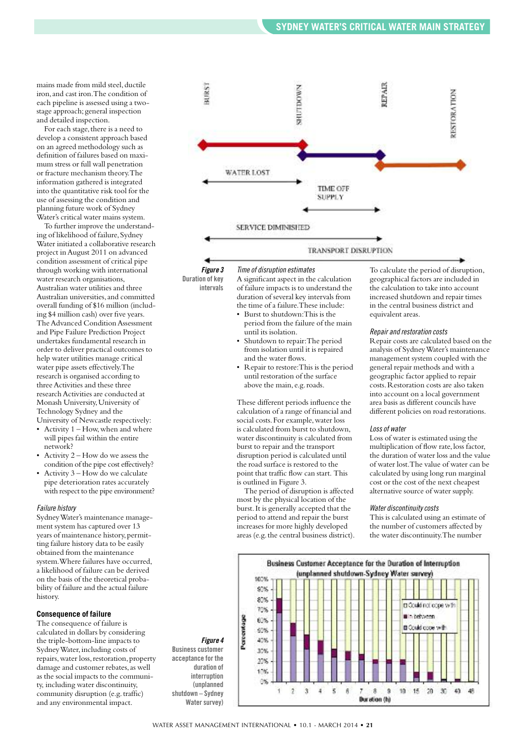mains made from mild steel, ductile iron, and cast iron. The condition of each pipeline is assessed using a two-stage approach; general inspection and detailed inspection.

For each stage, there is a need to develop a consistent approach based on an agreed methodology such as definition of failures based on maximum stress or full wall penetration or fracture mechanism theory. The information gathered is integrated into the quantitative risk tool for the use of assessing the condition and planning future work of Sydney Water's critical water mains system.

To further improve the understanding of likelihood of failure, Sydney Water initiated a collaborative research project in August 2011 on advanced condition assessment of critical pipe through working with international water research organisations, Australian water utilities and three Australian universities, and committed overall funding of $16 million (including $4 million cash) over five years. The Advanced Condition Assessment and Pipe Failure Prediction Project undertakes fundamental research in order to deliver practical outcomes to help water utilities manage critical water pipe assets effectively. The research is organised according to three Activities and these three research Activities are conducted at Monash University, University of Technology Sydney and the University of Newcastle respectively:

- Activity 1 – How, when and where will pipes fail within the entire network?
- Activity 2 – How do we assess the condition of the pipe cost effectively?
- Activity 3 – How do we calculate pipe deterioration rates accurately with respect to the pipe environment?

*Failure history*

Sydney Water's maintenance management system has captured over 13 years of maintenance history, permitting failure history data to be easily obtained from the maintenance system. Where failures have occurred, a likelihood of failure can be derived on the basis of the theoretical probability of failure and the actual failure history.

### Consequence of failure

The consequence of failure is calculated in dollars by considering the triple-bottom-line impacts to Sydney Water, including costs of repairs, water loss, restoration, property damage and customer rebates, as well as the social impacts to the community, including water discontinuity, community disruption (e.g. traffic) and any environmental impact.

**Figure 3** Duration of key intervals

*Time of disruption estimates*

A significant aspect in the calculation of failure impacts is to understand the duration of several key intervals from the time of a failure. These include:

- Burst to shutdown: This is the period from the failure of the main until its isolation.
- Shutdown to repair: The period from isolation until it is repaired and the water flows.
- Repair to restore: This is the period until restoration of the surface above the main, e.g. roads.

These different periods influence the calculation of a range of financial and social costs. For example, water loss is calculated from burst to shutdown, water discontinuity is calculated from burst to repair and the transport disruption period is calculated until the road surface is restored to the point that traffic flow can start. This is outlined in Figure 3.

The period of disruption is affected most by the physical location of the burst. It is generally accepted that the period to attend and repair the burst increases for more highly developed areas (e.g. the central business district).

To calculate the period of disruption, geographical factors are included in the calculation to take into account increased shutdown and repair times in the central business district and equivalent areas.

*Repair and restoration costs*

Repair costs are calculated based on the analysis of Sydney Water's maintenance management system coupled with the general repair methods and with a geographic factor applied to repair costs. Restoration costs are also taken into account on a local government area basis as different councils have different policies on road restorations.

*Loss of water*

Loss of water is estimated using the multiplication of flow rate, loss factor, the duration of water loss and the value of water lost. The value of water can be calculated by using long run marginal cost or the cost of the next cheapest alternative source of water supply.

*Water discontinuity costs*

This is calculated using an estimate of the number of customers affected by the water discontinuity. The number

**Figure 4** Business customer acceptance for the duration of interruption (unplanned shutdown – Sydney Water survey)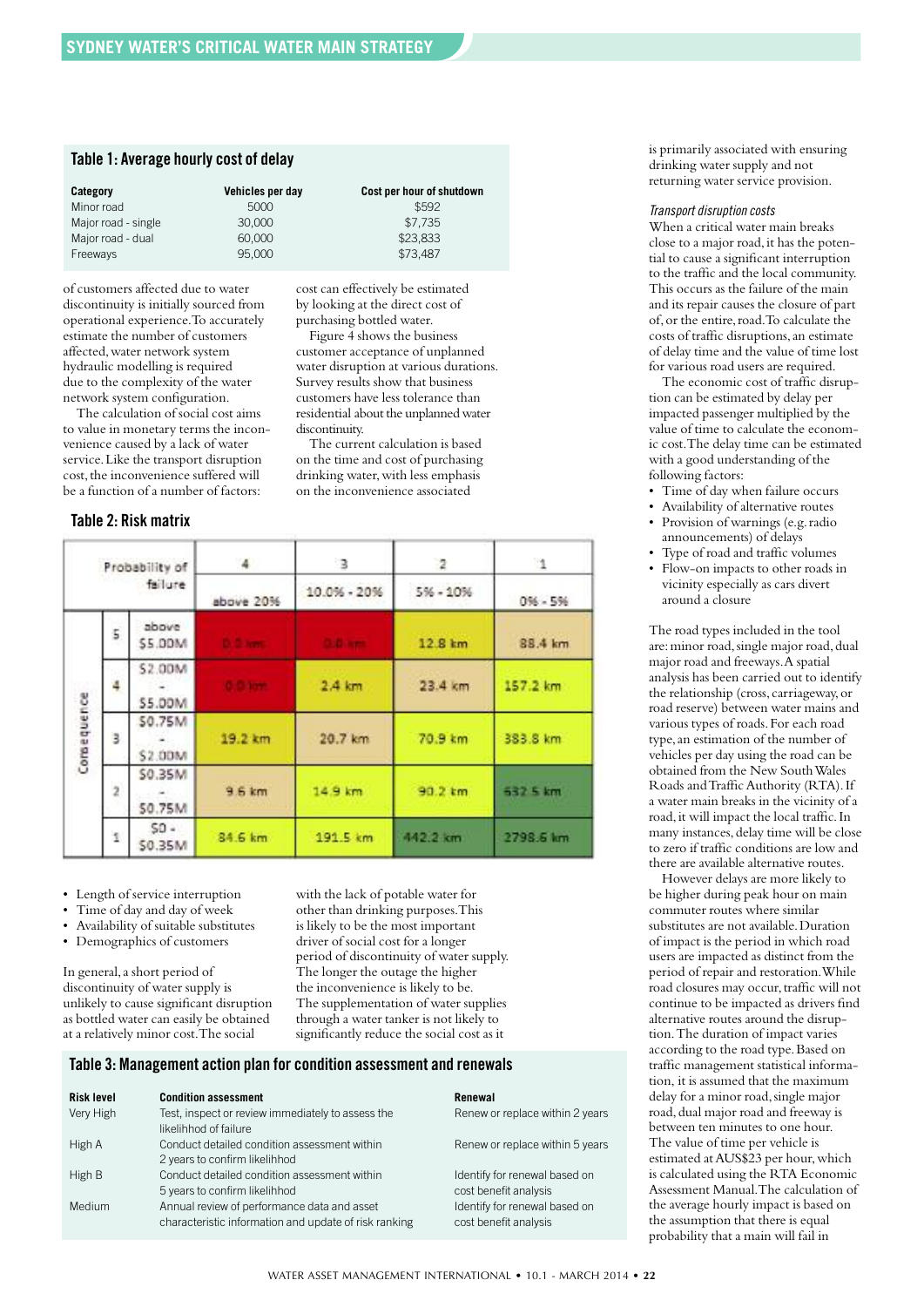## Table 1: Average hourly cost of delay

| Category | Vehicles per day | Cost per hour of shutdown |
|---|---|---|
| Minor road | 5000 | $592 |
| Major road - single | 30,000 | $7,735 |
| Major road - dual | 60,000 | $23,833 |
| Freeways | 95,000 | $73,487 |

of customers affected due to water discontinuity is initially sourced from operational experience. To accurately estimate the number of customers affected, water network system hydraulic modelling is required due to the complexity of the water network system configuration.

The calculation of social cost aims to value in monetary terms the inconvenience caused by a lack of water service. Like the transport disruption cost, the inconvenience suffered will be a function of a number of factors:

- Length of service interruption
- Time of day and day of week
- Availability of suitable substitutes
- Demographics of customers

In general, a short period of discontinuity of water supply is unlikely to cause significant disruption as bottled water can easily be obtained at a relatively minor cost. The social cost can be effectively be estimated by looking at the direct cost of purchasing bottled water.

Figure 4 shows the business customer acceptance of unplanned water disruption at various durations. Survey results show that business customers have less tolerance than residential about the unplanned water discontinuity.

The current calculation is based on the time and cost of purchasing drinking water, with less emphasis on the inconvenience associated with the lack of potable water for other than drinking purposes. This is likely to be the most important driver of social cost for a longer period of discontinuity of water supply. The longer the outage the higher the inconvenience is likely to be. The supplementation of water supplies through a water tanker is not likely to significantly reduce the social cost as it is primarily associated with ensuring drinking water supply and not returning water service provision.

## Table 2: Risk matrix

| Consequence | | Probability of failure | 4 (above 20%) | 3 (10.0% - 20%) | 2 (5% - 10%) | 1 (0% - 5%) |
|---|---|---|---|---|---|---|
| | 5 | above $5.00M | 0.3 km | 0.0 km | 12.8 km | 88.4 km |
| | 4 | $2.00M - $5.00M | 0.0 km | 2.4 km | 23.4 km | 157.2 km |
| | 3 | $0.75M - $2.00M | 19.2 km | 20.7 km | 70.9 km | 383.8 km |
| | 2 | $0.35M - $0.75M | 9.6 km | 14.9 km | 90.2 km | 632.5 km |
| | 1 | $0 - $0.35M | 84.6 km | 191.5 km | 442.2 km | 2798.6 km |

## Table 3: Management action plan for condition assessment and renewals

| Risk level | Condition assessment | Renewal |
|---|---|---|
| Very High | Test, inspect or review immediately to assess the likelihood of failure | Renew or replace within 2 years |
| High A | Conduct detailed condition assessment within 2 years to confirm likelihood | Renew or replace within 5 years |
| High B | Conduct detailed condition assessment within 5 years to confirm likelihood | Identify for renewal based on cost benefit analysis |
| Medium | Annual review of performance data and asset characteristic information and update of risk ranking | Identify for renewal based on cost benefit analysis |

*Transport disruption costs*

When a critical water main breaks close to a major road, it has the potential to cause a significant interruption to the traffic and the local community. This occurs as the failure of the main and its repair causes the closure of part of, or the entire, road. To calculate the costs of traffic disruptions, an estimate of delay time and the value of time lost for various road users are required.

The economic cost of traffic disruption can be estimated by delay per impacted passenger multiplied by the value of time to calculate the economic cost. The delay time can be estimated with a good understanding of the following factors:

- Time of day when failure occurs
- Availability of alternative routes
- Provision of warnings (e.g. radio announcements) of delays
- Type of road and traffic volumes
- Flow-on impacts to other roads in vicinity especially as cars divert around a closure

The road types included in the tool are: minor road, single major road, dual major road and freeways. A spatial analysis has been carried out to identify the relationship (cross, carriageway, or road reserve) between water mains and various types of roads. For each road type, an estimation of the number of vehicles per day using the road can be obtained from the New South Wales Roads and Traffic Authority (RTA). If a water main breaks in the vicinity of a road, it will impact the local traffic. In many instances, delay time will be close to zero if traffic conditions are low and there are available alternative routes.

However delays are more likely to be higher during peak hour on main commuter routes where similar substitutes are not available. Duration of impact is the period in which road users are impacted as distinct from the period of repair and restoration. While road closures may occur, traffic will not continue to be impacted as drivers find alternative routes around the disruption. The duration of impact varies according to the road type. Based on traffic management statistical information, it is assumed that the maximum delay for a minor road, single major road, dual major road and freeway is between ten minutes to one hour. The value of time per vehicle is estimated at AUS$23 per hour, which is calculated using the RTA Economic Assessment Manual. The calculation of the average hourly impact is based on the assumption that there is equal probability that a main will fail in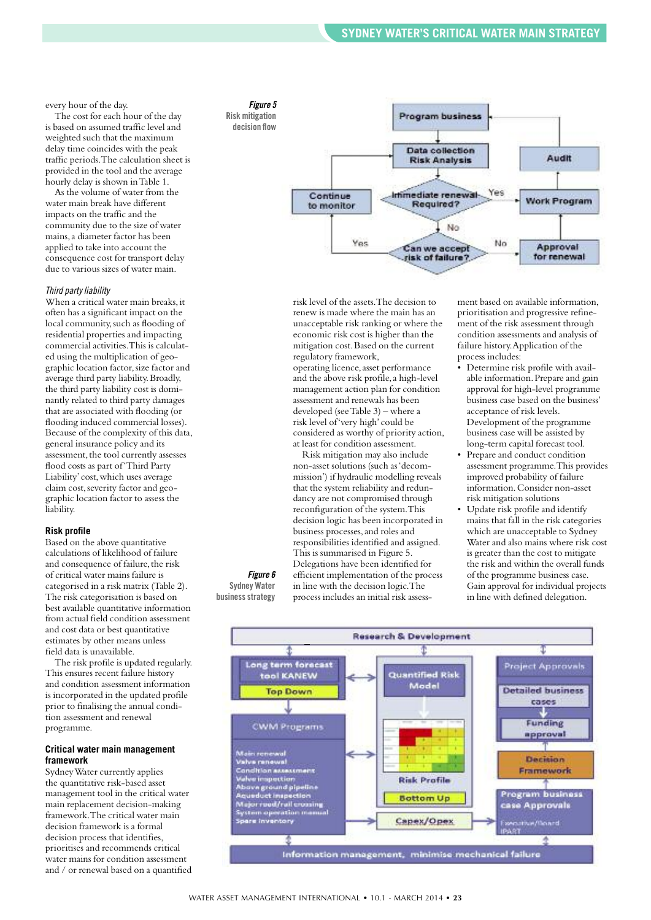every hour of the day.

The cost for each hour of the day is based on assumed traffic level and weighted such that the maximum delay time coincides with the peak traffic periods. The calculation sheet is provided in the tool and the average hourly delay is shown in Table 1.

As the volume of water from the water main break have different impacts on the traffic and the community due to the size of water mains, a diameter factor has been applied to take into account the consequence cost for transport delay due to various sizes of water main.

*Third party liability*

When a critical water main breaks, it often has a significant impact on the local community, such as flooding of residential properties and impacting commercial activities. This is calculated using the multiplication of geographic location factor, size factor and average third party liability. Broadly, the third party liability cost is dominantly related to third party damages that are associated with flooding (or flooding induced commercial losses). Because of the complexity of this data, general insurance policy and its assessment, the tool currently assesses flood costs as part of 'Third Party Liability' cost, which uses average claim cost, severity factor and geographic location factor to assess the liability.

### Risk profile

Based on the above quantitative calculations of likelihood of failure and consequence of failure, the risk of critical water mains failure is categorised in a risk matrix (Table 2). The risk categorisation is based on best available quantitative information from actual field condition assessment and cost data or best quantitative estimates by other means unless field data is unavailable.

The risk profile is updated regularly. This ensures recent failure history and condition assessment information is incorporated in the updated profile prior to finalising the annual condition assessment and renewal programme.

### Critical water main management framework

Sydney Water currently applies the quantitative risk-based asset management tool in the critical water main replacement decision-making framework. The critical water main decision framework is a formal decision process that identifies, prioritises and recommends critical water mains for condition assessment and / or renewal based on a quantified risk level of the assets. The decision to renew is made where the main has an unacceptable risk ranking or where the economic risk cost is higher than the mitigation cost. Based on the current regulatory framework, operating licence, asset performance and the above risk profile, a high-level management action plan for condition assessment and renewals has been developed (see Table 3) – where a risk level of 'very high' could be considered as worthy of priority action, at least for condition assessment.

Risk mitigation may also include non-asset solutions (such as 'decommission') if hydraulic modelling reveals that the system reliability and redundancy are not compromised through reconfiguration of the system. This decision logic has been incorporated in business processes, and roles and responsibilities identified and assigned. This is summarised in Figure 5. Delegations have been identified for efficient implementation of the process in line with the decision logic. The process includes an initial risk assessment based on available information, prioritisation and progressive refinement of the risk assessment through condition assessments and analysis of failure history. Application of the process includes:

- Determine risk profile with available information. Prepare and gain approval for high-level programme business case based on the business' acceptance of risk levels. Development of the programme business case will be assisted by long-term capital forecast tool.
- Prepare and conduct condition assessment programme. This provides improved probability of failure information. Consider non-asset risk mitigation solutions
- Update risk profile and identify mains that fall in the risk categories which are unacceptable to Sydney Water and also mains where risk cost is greater than the cost to mitigate the risk and within the overall funds of the programme business case. Gain approval for individual projects in line with defined delegation.

***Figure 5*** Risk mitigation decision flow

***Figure 6*** Sydney Water business strategy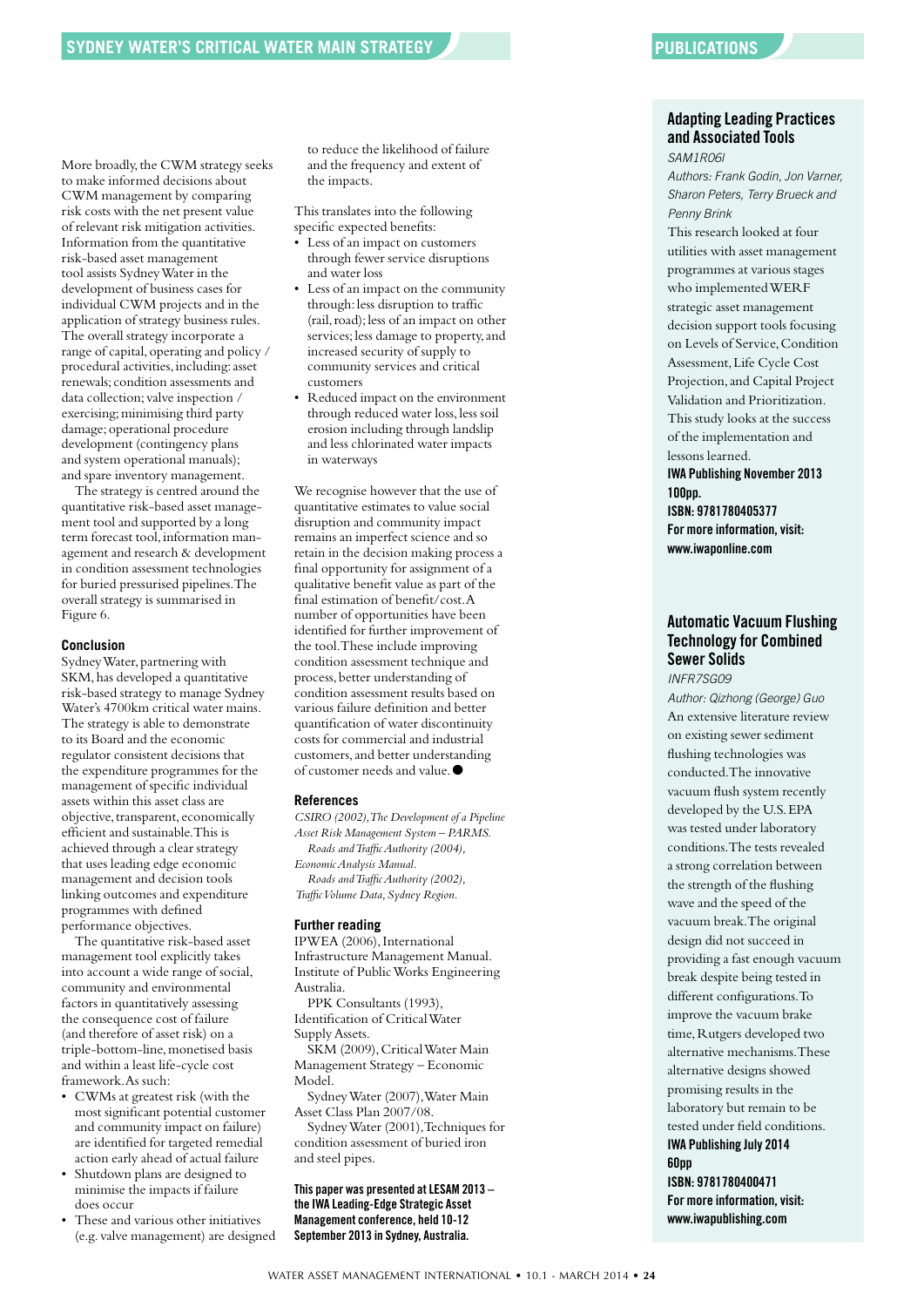More broadly, the CWM strategy seeks to make informed decisions about CWM management by comparing risk costs with the net present value of relevant risk mitigation activities. Information from the quantitative risk-based asset management tool assists Sydney Water in the development of business cases for individual CWM projects and in the application of strategy business rules. The overall strategy incorporate a range of capital, operating and policy / procedural activities, including: asset renewals; condition assessments and data collection; valve inspection / exercising; minimising third party damage; operational procedure development (contingency plans and system operational manuals); and spare inventory management.

The strategy is centred around the quantitative risk-based asset management tool and supported by a long term forecast tool, information management and research & development in condition assessment technologies for buried pressurised pipelines. The overall strategy is summarised in Figure 6.

### Conclusion

Sydney Water, partnering with SKM, has developed a quantitative risk-based strategy to manage Sydney Water's 4700km critical water mains. The strategy is able to demonstrate to its Board and the economic regulator consistent decisions that the expenditure programmes for the management of specific individual assets within this asset class are objective, transparent, economically efficient and sustainable. This is achieved through a clear strategy that uses leading edge economic management and decision tools linking outcomes and expenditure programmes with defined performance objectives.

The quantitative risk-based asset management tool explicitly takes into account a wide range of social, community and environmental factors in quantitatively assessing the consequence cost of failure (and therefore of asset risk) on a triple-bottom-line, monetised basis and within a least life-cycle cost framework. As such:

- CWMs at greatest risk (with the most significant potential customer and community impact on failure) are identified for targeted remedial action early ahead of actual failure
- Shutdown plans are designed to minimise the impacts if failure does occur
- These and various other initiatives (e.g. valve management) are designed to reduce the likelihood of failure and the frequency and extent of the impacts.

This translates into the following specific expected benefits:

- Less of an impact on customers through fewer service disruptions and water loss
- Less of an impact on the community through: less disruption to traffic (rail, road); less of an impact on other services; less damage to property, and increased security of supply to community services and critical customers
- Reduced impact on the environment through reduced water loss, less soil erosion including through landslip and less chlorinated water impacts in waterways

We recognise however that the use of quantitative estimates to value social disruption and community impact remains an imperfect science and so retain in the decision making process a final opportunity for assignment of a qualitative benefit value as part of the final estimation of benefit/cost. A number of opportunities have been identified for further improvement of the tool. These include improving condition assessment technique and process, better understanding of condition assessment results based on various failure definition and better quantification of water discontinuity costs for commercial and industrial customers, and better understanding of customer needs and value. ●

### References

*CSIRO (2002), The Development of a Pipeline Asset Risk Management System – PARMS.*

*Roads and Traffic Authority (2004), Economic Analysis Manual.*

*Roads and Traffic Authority (2002), Traffic Volume Data, Sydney Region.*

### Further reading

IPWEA (2006), International Infrastructure Management Manual. Institute of Public Works Engineering Australia.

PPK Consultants (1993), Identification of Critical Water Supply Assets.

SKM (2009), Critical Water Main Management Strategy – Economic Model.

Sydney Water (2007), Water Main Asset Class Plan 2007/08.

Sydney Water (2001), Techniques for condition assessment of buried iron and steel pipes.

**This paper was presented at LESAM 2013 – the IWA Leading-Edge Strategic Asset Management conference, held 10-12 September 2013 in Sydney, Australia.**

## PUBLICATIONS

### Adapting Leading Practices and Associated Tools

*SAM1R06l*

*Authors: Frank Godin, Jon Varner, Sharon Peters, Terry Brueck and Penny Brink*

This research looked at four utilities with asset management programmes at various stages who implemented WERF strategic asset management decision support tools focusing on Levels of Service, Condition Assessment, Life Cycle Cost Projection, and Capital Project Validation and Prioritization. This study looks at the success of the implementation and lessons learned.

**IWA Publishing November 2013**
**100pp.**
**ISBN: 9781780405377**
**For more information, visit: www.iwaponline.com**

### Automatic Vacuum Flushing Technology for Combined Sewer Solids

*INFR7SG09*

*Author: Qizhong (George) Guo*

An extensive literature review on existing sewer sediment flushing technologies was conducted. The innovative vacuum flush system recently developed by the U.S. EPA was tested under laboratory conditions. The tests revealed a strong correlation between the strength of the flushing wave and the speed of the vacuum break. The original design did not succeed in providing a fast enough vacuum break despite being tested in different configurations. To improve the vacuum brake time, Rutgers developed two alternative mechanisms. These alternative designs showed promising results in the laboratory but remain to be tested under field conditions.

**IWA Publishing July 2014**
**60pp**
**ISBN: 9781780400471**
**For more information, visit: www.iwapublishing.com**